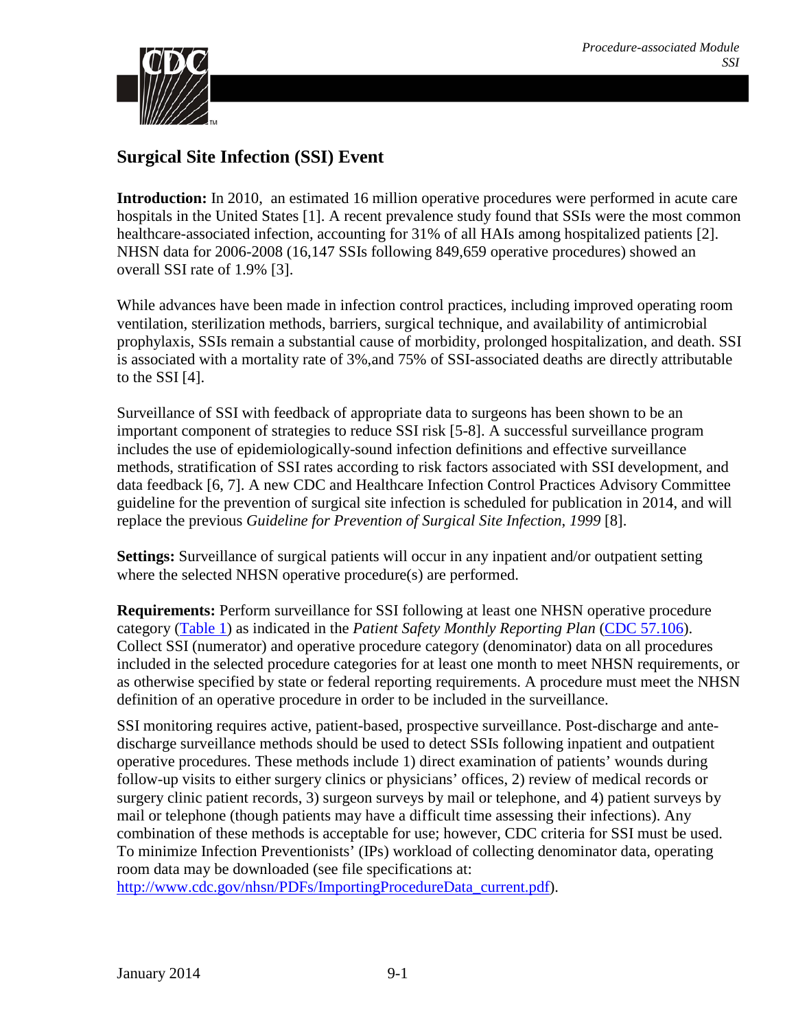# Surgical Site Infection (SSI) Event

**Introduction:** In 2010, an estimated 16 million operative procedures were performed in acute care hospitals in the United States [1]. A recent prevalence study found that SSIs were the most common healthcare-associated infection, accounting for 31% of all HAIs among hospitalized patients [2]. NHSN data for 2006-2008 (16,147 SSIs following 849,659 operative procedures) showed an overall SSI rate of 1.9% [3].

While advances have been made in infection control practices, including improved operating room ventilation, sterilization methods, barriers, surgical technique, and availability of antimicrobial prophylaxis, SSIs remain a substantial cause of morbidity, prolonged hospitalization, and death. SSI is associated with a mortality rate of 3%,and 75% of SSI-associated deaths are directly attributable to the SSI [4].

Surveillance of SSI with feedback of appropriate data to surgeons has been shown to be an important component of strategies to reduce SSI risk [5-8]. A successful surveillance program includes the use of epidemiologically-sound infection definitions and effective surveillance methods, stratification of SSI rates according to risk factors associated with SSI development, and data feedback [6, 7]. A new CDC and Healthcare Infection Control Practices Advisory Committee guideline for the prevention of surgical site infection is scheduled for publication in 2014, and will replace the previous *Guideline for Prevention of Surgical Site Infection, 1999* [8].

**Settings:** Surveillance of surgical patients will occur in any inpatient and/or outpatient setting where the selected NHSN operative procedure(s) are performed.

**Requirements:** Perform surveillance for SSI following at least one NHSN operative procedure category (Table 1) as indicated in the *Patient Safety Monthly Reporting Plan* (CDC 57.106). Collect SSI (numerator) and operative procedure category (denominator) data on all procedures included in the selected procedure categories for at least one month to meet NHSN requirements, or as otherwise specified by state or federal reporting requirements. A procedure must meet the NHSN definition of an operative procedure in order to be included in the surveillance.

SSI monitoring requires active, patient-based, prospective surveillance. Post-discharge and ante-discharge surveillance methods should be used to detect SSIs following inpatient and outpatient operative procedures. These methods include 1) direct examination of patients' wounds during follow-up visits to either surgery clinics or physicians' offices, 2) review of medical records or surgery clinic patient records, 3) surgeon surveys by mail or telephone, and 4) patient surveys by mail or telephone (though patients may have a difficult time assessing their infections). Any combination of these methods is acceptable for use; however, CDC criteria for SSI must be used. To minimize Infection Preventionists' (IPs) workload of collecting denominator data, operating room data may be downloaded (see file specifications at: http://www.cdc.gov/nhsn/PDFs/ImportingProcedureData_current.pdf).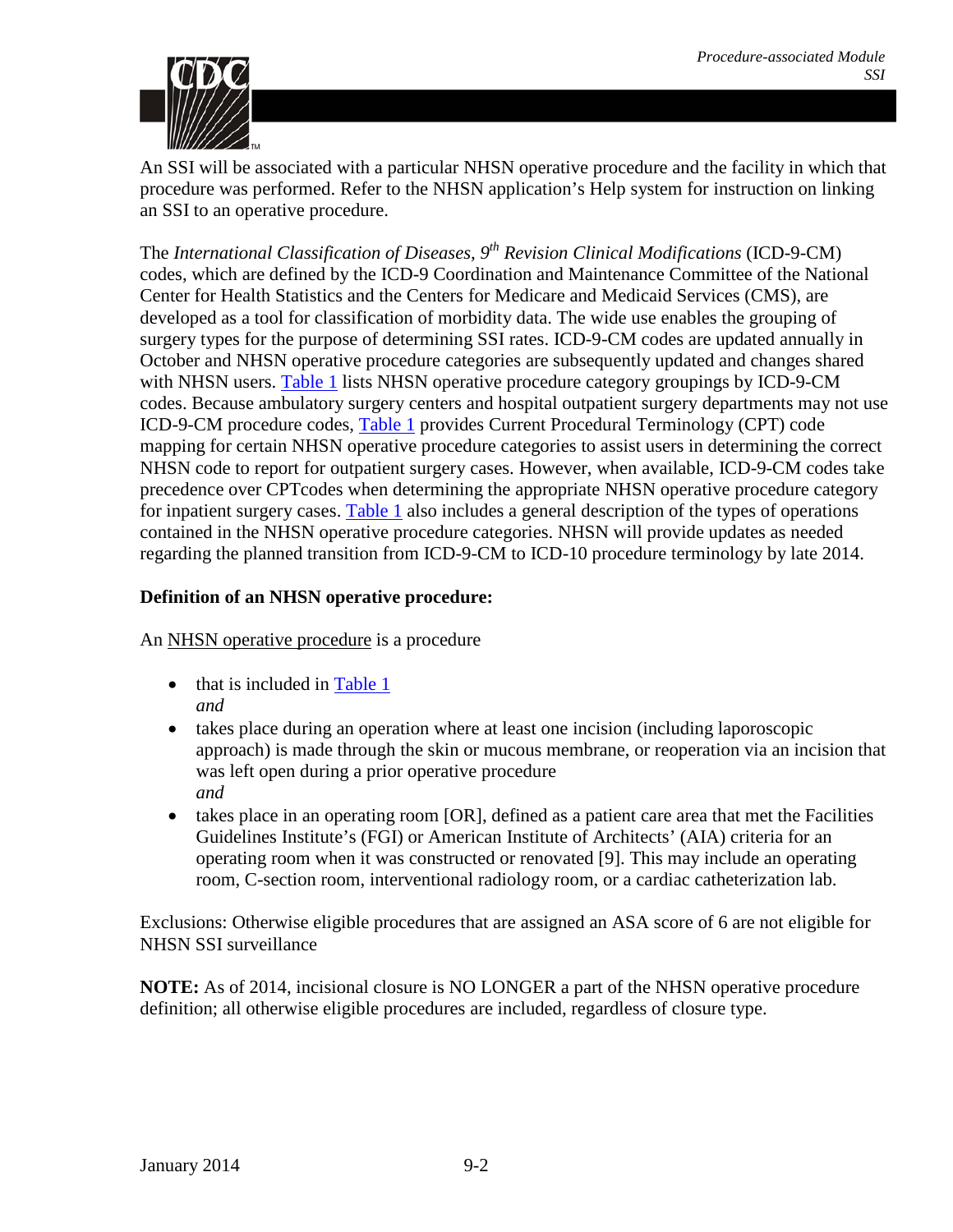An SSI will be associated with a particular NHSN operative procedure and the facility in which that procedure was performed. Refer to the NHSN application's Help system for instruction on linking an SSI to an operative procedure.

The *International Classification of Diseases, 9th Revision Clinical Modifications* (ICD-9-CM) codes, which are defined by the ICD-9 Coordination and Maintenance Committee of the National Center for Health Statistics and the Centers for Medicare and Medicaid Services (CMS), are developed as a tool for classification of morbidity data. The wide use enables the grouping of surgery types for the purpose of determining SSI rates. ICD-9-CM codes are updated annually in October and NHSN operative procedure categories are subsequently updated and changes shared with NHSN users. Table 1 lists NHSN operative procedure category groupings by ICD-9-CM codes. Because ambulatory surgery centers and hospital outpatient surgery departments may not use ICD-9-CM procedure codes, Table 1 provides Current Procedural Terminology (CPT) code mapping for certain NHSN operative procedure categories to assist users in determining the correct NHSN code to report for outpatient surgery cases. However, when available, ICD-9-CM codes take precedence over CPTcodes when determining the appropriate NHSN operative procedure category for inpatient surgery cases. Table 1 also includes a general description of the types of operations contained in the NHSN operative procedure categories. NHSN will provide updates as needed regarding the planned transition from ICD-9-CM to ICD-10 procedure terminology by late 2014.

**Definition of an NHSN operative procedure:**

An NHSN operative procedure is a procedure

- that is included in Table 1
  *and*
- takes place during an operation where at least one incision (including laporoscopic approach) is made through the skin or mucous membrane, or reoperation via an incision that was left open during a prior operative procedure
  *and*
- takes place in an operating room [OR], defined as a patient care area that met the Facilities Guidelines Institute's (FGI) or American Institute of Architects' (AIA) criteria for an operating room when it was constructed or renovated [9]. This may include an operating room, C-section room, interventional radiology room, or a cardiac catheterization lab.

Exclusions: Otherwise eligible procedures that are assigned an ASA score of 6 are not eligible for NHSN SSI surveillance

**NOTE:** As of 2014, incisional closure is NO LONGER a part of the NHSN operative procedure definition; all otherwise eligible procedures are included, regardless of closure type.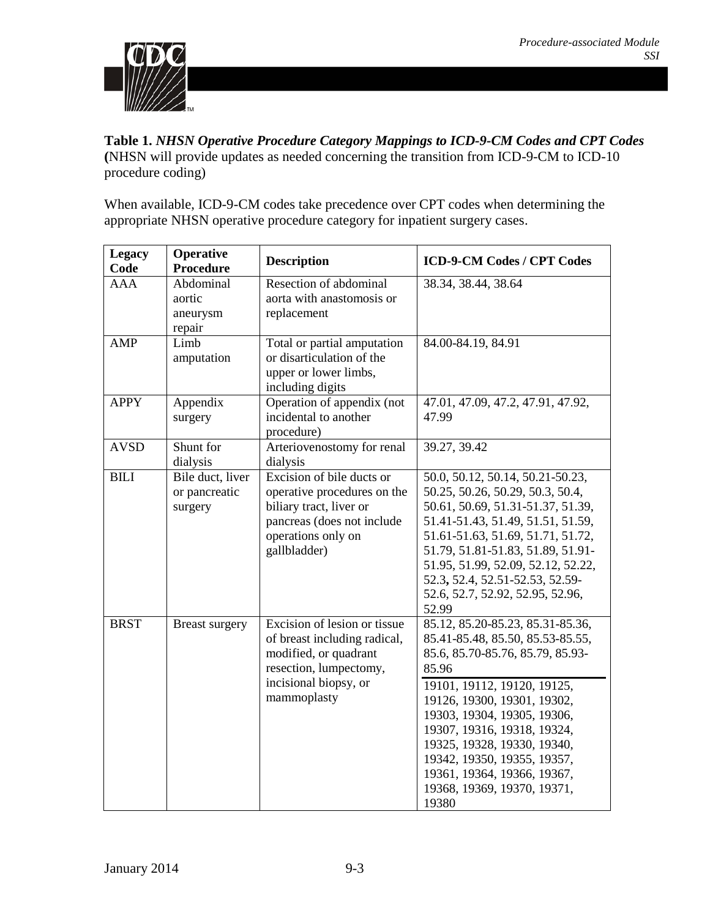**Table 1.** ***NHSN Operative Procedure Category Mappings to ICD-9-CM Codes and CPT Codes*** **(**NHSN will provide updates as needed concerning the transition from ICD-9-CM to ICD-10 procedure coding)

When available, ICD-9-CM codes take precedence over CPT codes when determining the appropriate NHSN operative procedure category for inpatient surgery cases.

| Legacy Code | Operative Procedure | Description | ICD-9-CM Codes / CPT Codes |
|---|---|---|---|
| AAA | Abdominal aortic aneurysm repair | Resection of abdominal aorta with anastomosis or replacement | 38.34, 38.44, 38.64 |
| AMP | Limb amputation | Total or partial amputation or disarticulation of the upper or lower limbs, including digits | 84.00-84.19, 84.91 |
| APPY | Appendix surgery | Operation of appendix (not incidental to another procedure) | 47.01, 47.09, 47.2, 47.91, 47.92, 47.99 |
| AVSD | Shunt for dialysis | Arteriovenostomy for renal dialysis | 39.27, 39.42 |
| BILI | Bile duct, liver or pancreatic surgery | Excision of bile ducts or operative procedures on the biliary tract, liver or pancreas (does not include operations only on gallbladder) | 50.0, 50.12, 50.14, 50.21-50.23, 50.25, 50.26, 50.29, 50.3, 50.4, 50.61, 50.69, 51.31-51.37, 51.39, 51.41-51.43, 51.49, 51.51, 51.59, 51.61-51.63, 51.69, 51.71, 51.72, 51.79, 51.81-51.83, 51.89, 51.91-51.95, 51.99, 52.09, 52.12, 52.22, 52.3, 52.4, 52.51-52.53, 52.59-52.6, 52.7, 52.92, 52.95, 52.96, 52.99 |
| BRST | Breast surgery | Excision of lesion or tissue of breast including radical, modified, or quadrant resection, lumpectomy, incisional biopsy, or mammoplasty | 85.12, 85.20-85.23, 85.31-85.36, 85.41-85.48, 85.50, 85.53-85.55, 85.6, 85.70-85.76, 85.79, 85.93-85.96<br>19101, 19112, 19120, 19125, 19126, 19300, 19301, 19302, 19303, 19304, 19305, 19306, 19307, 19316, 19318, 19324, 19325, 19328, 19330, 19340, 19342, 19350, 19355, 19357, 19361, 19364, 19366, 19367, 19368, 19369, 19370, 19371, 19380 |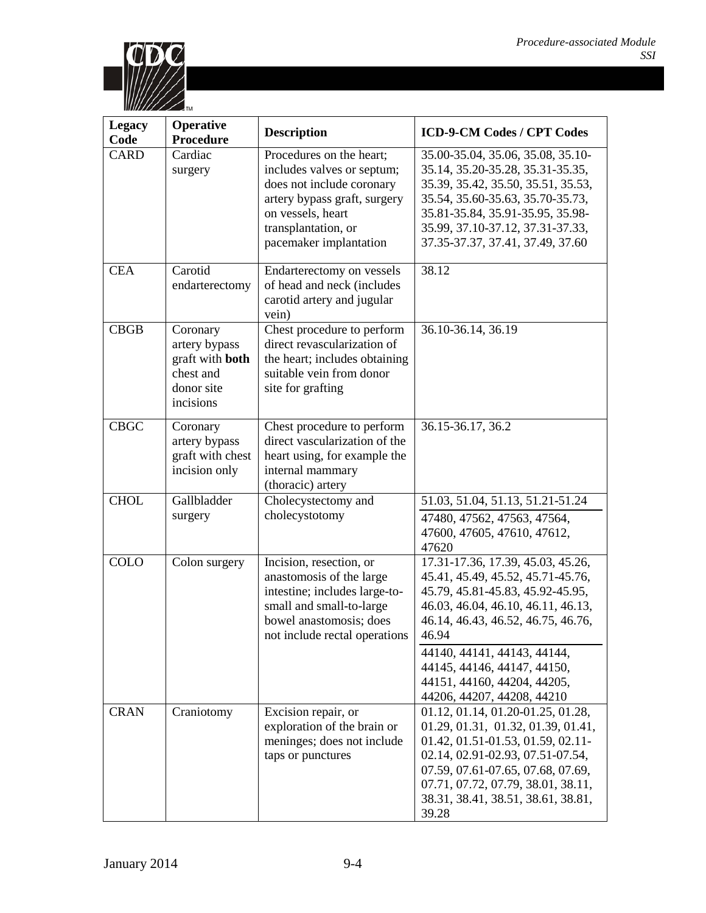| Legacy Code | Operative Procedure | Description | ICD-9-CM Codes / CPT Codes |
|---|---|---|---|
| CARD | Cardiac surgery | Procedures on the heart; includes valves or septum; does not include coronary artery bypass graft, surgery on vessels, heart transplantation, or pacemaker implantation | 35.00-35.04, 35.06, 35.08, 35.10-35.14, 35.20-35.28, 35.31-35.35, 35.39, 35.42, 35.50, 35.51, 35.53, 35.54, 35.60-35.63, 35.70-35.73, 35.81-35.84, 35.91-35.95, 35.98-35.99, 37.10-37.12, 37.31-37.33, 37.35-37.37, 37.41, 37.49, 37.60 |
| CEA | Carotid endarterectomy | Endarterectomy on vessels of head and neck (includes carotid artery and jugular vein) | 38.12 |
| CBGB | Coronary artery bypass graft with **both** chest and donor site incisions | Chest procedure to perform direct revascularization of the heart; includes obtaining suitable vein from donor site for grafting | 36.10-36.14, 36.19 |
| CBGC | Coronary artery bypass graft with chest incision only | Chest procedure to perform direct vascularization of the heart using, for example the internal mammary (thoracic) artery | 36.15-36.17, 36.2 |
| CHOL | Gallbladder surgery | Cholecystectomy and cholecystotomy | 51.03, 51.04, 51.13, 51.21-51.24<br>47480, 47562, 47563, 47564, 47600, 47605, 47610, 47612, 47620 |
| COLO | Colon surgery | Incision, resection, or anastomosis of the large intestine; includes large-to-small and small-to-large bowel anastomosis; does not include rectal operations | 17.31-17.36, 17.39, 45.03, 45.26, 45.41, 45.49, 45.52, 45.71-45.76, 45.79, 45.81-45.83, 45.92-45.95, 46.03, 46.04, 46.10, 46.11, 46.13, 46.14, 46.43, 46.52, 46.75, 46.76, 46.94<br>44140, 44141, 44143, 44144, 44145, 44146, 44147, 44150, 44151, 44160, 44204, 44205, 44206, 44207, 44208, 44210 |
| CRAN | Craniotomy | Excision repair, or exploration of the brain or meninges; does not include taps or punctures | 01.12, 01.14, 01.20-01.25, 01.28, 01.29, 01.31, 01.32, 01.39, 01.41, 01.42, 01.51-01.53, 01.59, 02.11-02.14, 02.91-02.93, 07.51-07.54, 07.59, 07.61-07.65, 07.68, 07.69, 07.71, 07.72, 07.79, 38.01, 38.11, 38.31, 38.41, 38.51, 38.61, 38.81, 39.28 |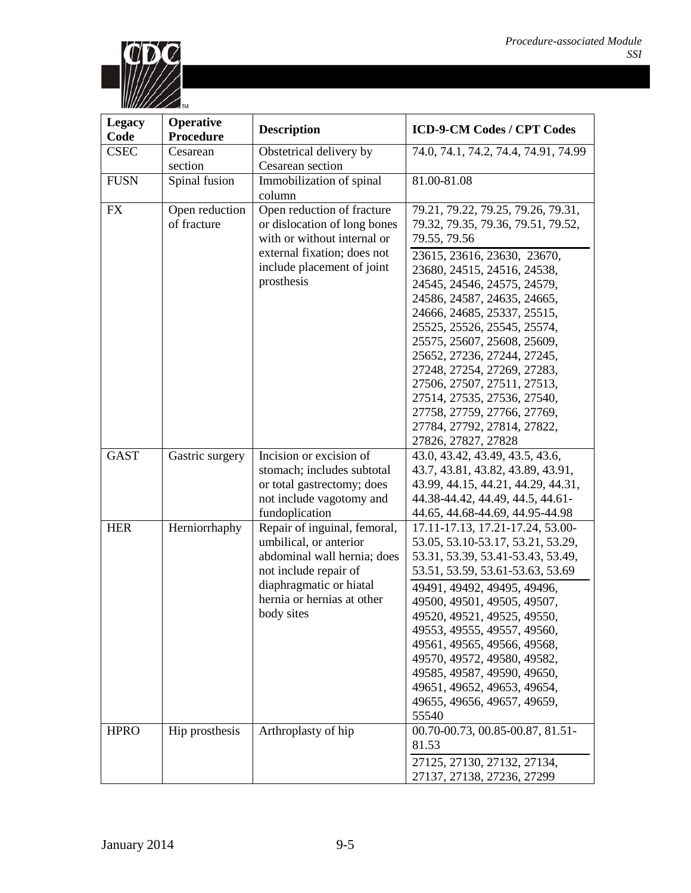| Legacy Code | Operative Procedure | Description | ICD-9-CM Codes / CPT Codes |
|---|---|---|---|
| CSEC | Cesarean section | Obstetrical delivery by Cesarean section | 74.0, 74.1, 74.2, 74.4, 74.91, 74.99 |
| FUSN | Spinal fusion | Immobilization of spinal column | 81.00-81.08 |
| FX | Open reduction of fracture | Open reduction of fracture or dislocation of long bones with or without internal or external fixation; does not include placement of joint prosthesis | 79.21, 79.22, 79.25, 79.26, 79.31, 79.32, 79.35, 79.36, 79.51, 79.52, 79.55, 79.56<br><br>23615, 23616, 23630, 23670, 23680, 24515, 24516, 24538, 24545, 24546, 24575, 24579, 24586, 24587, 24635, 24665, 24666, 24685, 25337, 25515, 25525, 25526, 25545, 25574, 25575, 25607, 25608, 25609, 25652, 27236, 27244, 27245, 27248, 27254, 27269, 27283, 27506, 27507, 27511, 27513, 27514, 27535, 27536, 27540, 27758, 27759, 27766, 27769, 27784, 27792, 27814, 27822, 27826, 27827, 27828 |
| GAST | Gastric surgery | Incision or excision of stomach; includes subtotal or total gastrectomy; does not include vagotomy and fundoplication | 43.0, 43.42, 43.49, 43.5, 43.6, 43.7, 43.81, 43.82, 43.89, 43.91, 43.99, 44.15, 44.21, 44.29, 44.31, 44.38-44.42, 44.49, 44.5, 44.61-44.65, 44.68-44.69, 44.95-44.98 |
| HER | Herniorrhaphy | Repair of inguinal, femoral, umbilical, or anterior abdominal wall hernia; does not include repair of diaphragmatic or hiatal hernia or hernias at other body sites | 17.11-17.13, 17.21-17.24, 53.00-53.05, 53.10-53.17, 53.21, 53.29, 53.31, 53.39, 53.41-53.43, 53.49, 53.51, 53.59, 53.61-53.63, 53.69<br><br>49491, 49492, 49495, 49496, 49500, 49501, 49505, 49507, 49520, 49521, 49525, 49550, 49553, 49555, 49557, 49560, 49561, 49565, 49566, 49568, 49570, 49572, 49580, 49582, 49585, 49587, 49590, 49650, 49651, 49652, 49653, 49654, 49655, 49656, 49657, 49659, 55540 |
| HPRO | Hip prosthesis | Arthroplasty of hip | 00.70-00.73, 00.85-00.87, 81.51-81.53<br><br>27125, 27130, 27132, 27134, 27137, 27138, 27236, 27299 |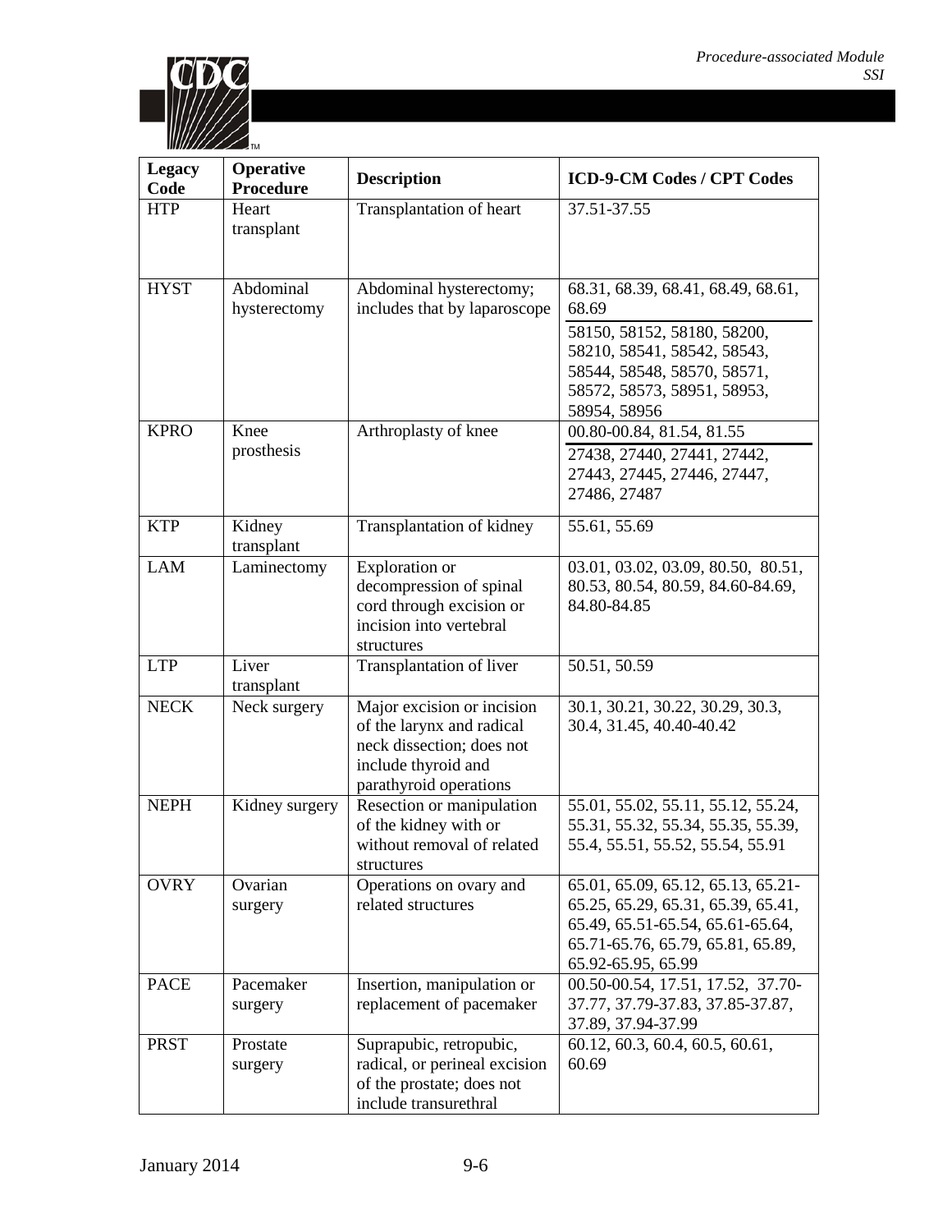| Legacy Code | Operative Procedure | Description | ICD-9-CM Codes / CPT Codes |
|---|---|---|---|
| HTP | Heart transplant | Transplantation of heart | 37.51-37.55 |
| HYST | Abdominal hysterectomy | Abdominal hysterectomy; includes that by laparoscope | 68.31, 68.39, 68.41, 68.49, 68.61, 68.69 |
| | | | 58150, 58152, 58180, 58200, 58210, 58541, 58542, 58543, 58544, 58548, 58570, 58571, 58572, 58573, 58951, 58953, 58954, 58956 |
| KPRO | Knee prosthesis | Arthroplasty of knee | 00.80-00.84, 81.54, 81.55 |
| | | | 27438, 27440, 27441, 27442, 27443, 27445, 27446, 27447, 27486, 27487 |
| KTP | Kidney transplant | Transplantation of kidney | 55.61, 55.69 |
| LAM | Laminectomy | Exploration or decompression of spinal cord through excision or incision into vertebral structures | 03.01, 03.02, 03.09, 80.50, 80.51, 80.53, 80.54, 80.59, 84.60-84.69, 84.80-84.85 |
| LTP | Liver transplant | Transplantation of liver | 50.51, 50.59 |
| NECK | Neck surgery | Major excision or incision of the larynx and radical neck dissection; does not include thyroid and parathyroid operations | 30.1, 30.21, 30.22, 30.29, 30.3, 30.4, 31.45, 40.40-40.42 |
| NEPH | Kidney surgery | Resection or manipulation of the kidney with or without removal of related structures | 55.01, 55.02, 55.11, 55.12, 55.24, 55.31, 55.32, 55.34, 55.35, 55.39, 55.4, 55.51, 55.52, 55.54, 55.91 |
| OVRY | Ovarian surgery | Operations on ovary and related structures | 65.01, 65.09, 65.12, 65.13, 65.21-65.25, 65.29, 65.31, 65.39, 65.41, 65.49, 65.51-65.54, 65.61-65.64, 65.71-65.76, 65.79, 65.81, 65.89, 65.92-65.95, 65.99 |
| PACE | Pacemaker surgery | Insertion, manipulation or replacement of pacemaker | 00.50-00.54, 17.51, 17.52, 37.70-37.77, 37.79-37.83, 37.85-37.87, 37.89, 37.94-37.99 |
| PRST | Prostate surgery | Suprapubic, retropubic, radical, or perineal excision of the prostate; does not include transurethral | 60.12, 60.3, 60.4, 60.5, 60.61, 60.69 |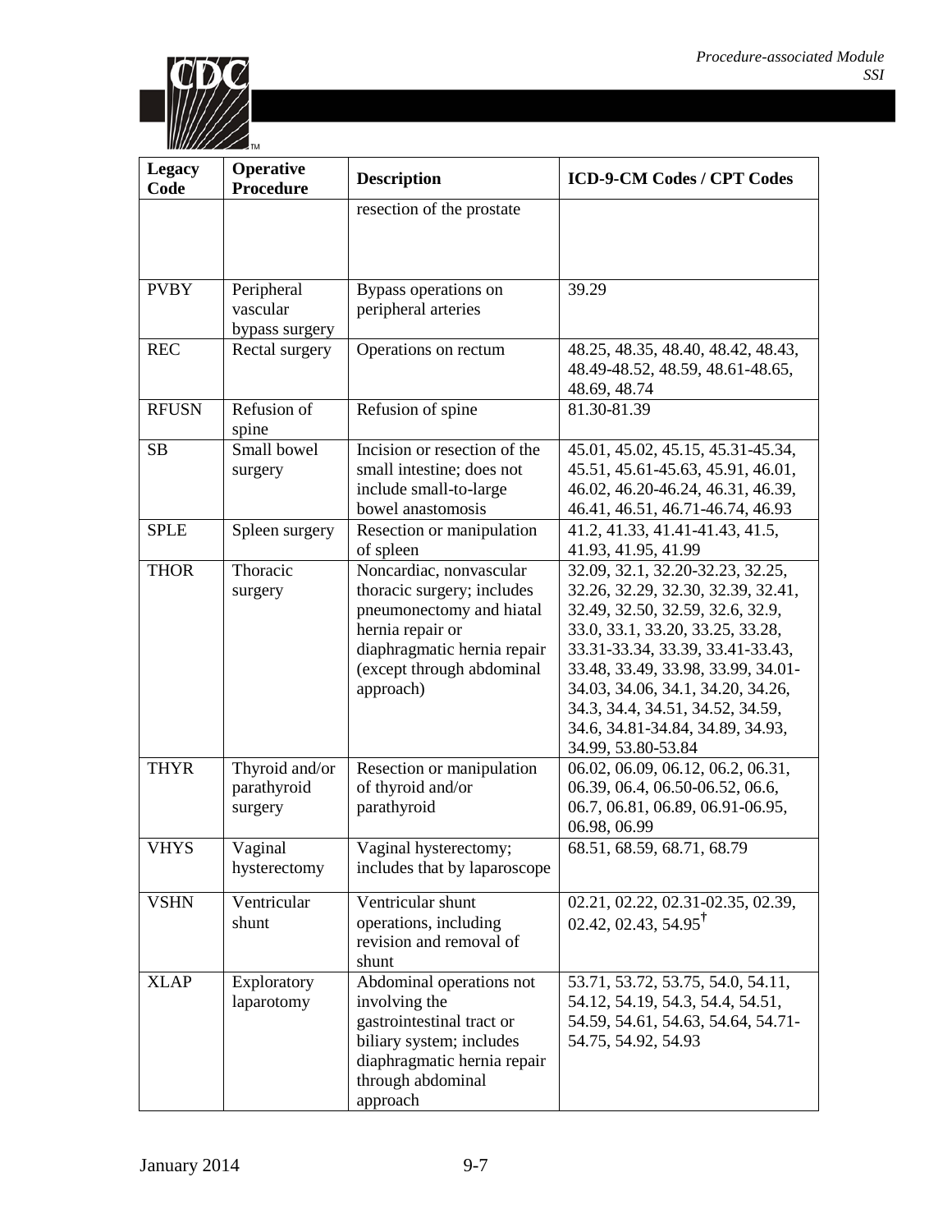| Legacy Code | Operative Procedure | Description | ICD-9-CM Codes / CPT Codes |
|---|---|---|---|
| | | resection of the prostate | |
| PVBY | Peripheral vascular bypass surgery | Bypass operations on peripheral arteries | 39.29 |
| REC | Rectal surgery | Operations on rectum | 48.25, 48.35, 48.40, 48.42, 48.43, 48.49-48.52, 48.59, 48.61-48.65, 48.69, 48.74 |
| RFUSN | Refusion of spine | Refusion of spine | 81.30-81.39 |
| SB | Small bowel surgery | Incision or resection of the small intestine; does not include small-to-large bowel anastomosis | 45.01, 45.02, 45.15, 45.31-45.34, 45.51, 45.61-45.63, 45.91, 46.01, 46.02, 46.20-46.24, 46.31, 46.39, 46.41, 46.51, 46.71-46.74, 46.93 |
| SPLE | Spleen surgery | Resection or manipulation of spleen | 41.2, 41.33, 41.41-41.43, 41.5, 41.93, 41.95, 41.99 |
| THOR | Thoracic surgery | Noncardiac, nonvascular thoracic surgery; includes pneumonectomy and hiatal hernia repair or diaphragmatic hernia repair (except through abdominal approach) | 32.09, 32.1, 32.20-32.23, 32.25, 32.26, 32.29, 32.30, 32.39, 32.41, 32.49, 32.50, 32.59, 32.6, 32.9, 33.0, 33.1, 33.20, 33.25, 33.28, 33.31-33.34, 33.39, 33.41-33.43, 33.48, 33.49, 33.98, 33.99, 34.01-34.03, 34.06, 34.1, 34.20, 34.26, 34.3, 34.4, 34.51, 34.52, 34.59, 34.6, 34.81-34.84, 34.89, 34.93, 34.99, 53.80-53.84 |
| THYR | Thyroid and/or parathyroid surgery | Resection or manipulation of thyroid and/or parathyroid | 06.02, 06.09, 06.12, 06.2, 06.31, 06.39, 06.4, 06.50-06.52, 06.6, 06.7, 06.81, 06.89, 06.91-06.95, 06.98, 06.99 |
| VHYS | Vaginal hysterectomy | Vaginal hysterectomy; includes that by laparoscope | 68.51, 68.59, 68.71, 68.79 |
| VSHN | Ventricular shunt | Ventricular shunt operations, including revision and removal of shunt | 02.21, 02.22, 02.31-02.35, 02.39, 02.42, 02.43, 54.95† |
| XLAP | Exploratory laparotomy | Abdominal operations not involving the gastrointestinal tract or biliary system; includes diaphragmatic hernia repair through abdominal approach | 53.71, 53.72, 53.75, 54.0, 54.11, 54.12, 54.19, 54.3, 54.4, 54.51, 54.59, 54.61, 54.63, 54.64, 54.71-54.75, 54.92, 54.93 |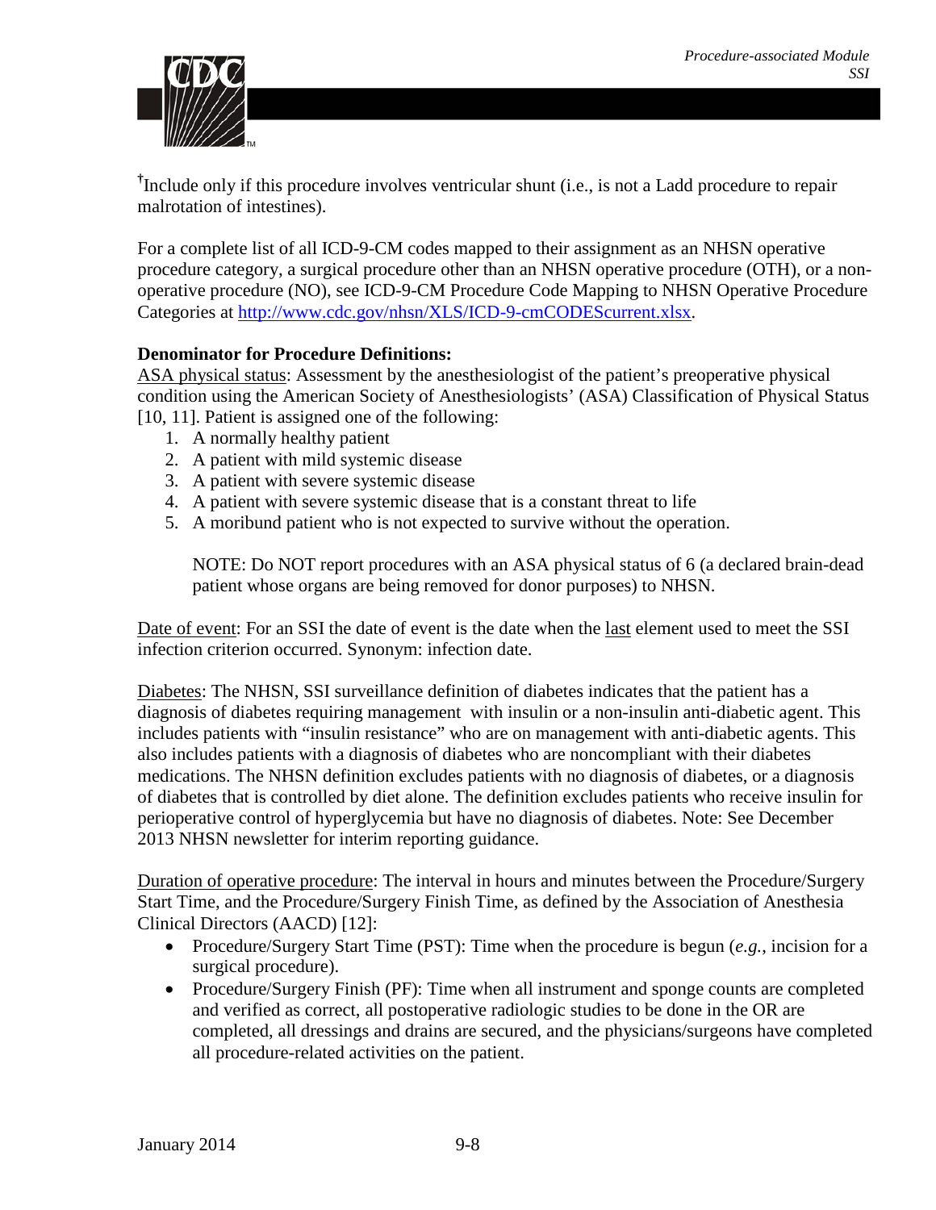†Include only if this procedure involves ventricular shunt (i.e., is not a Ladd procedure to repair malrotation of intestines).

For a complete list of all ICD-9-CM codes mapped to their assignment as an NHSN operative procedure category, a surgical procedure other than an NHSN operative procedure (OTH), or a non-operative procedure (NO), see ICD-9-CM Procedure Code Mapping to NHSN Operative Procedure Categories at http://www.cdc.gov/nhsn/XLS/ICD-9-cmCODEScurrent.xlsx.

**Denominator for Procedure Definitions:**

ASA physical status: Assessment by the anesthesiologist of the patient's preoperative physical condition using the American Society of Anesthesiologists' (ASA) Classification of Physical Status [10, 11]. Patient is assigned one of the following:

1. A normally healthy patient
2. A patient with mild systemic disease
3. A patient with severe systemic disease
4. A patient with severe systemic disease that is a constant threat to life
5. A moribund patient who is not expected to survive without the operation.

   NOTE: Do NOT report procedures with an ASA physical status of 6 (a declared brain-dead patient whose organs are being removed for donor purposes) to NHSN.

Date of event: For an SSI the date of event is the date when the last element used to meet the SSI infection criterion occurred. Synonym: infection date.

Diabetes: The NHSN, SSI surveillance definition of diabetes indicates that the patient has a diagnosis of diabetes requiring management with insulin or a non-insulin anti-diabetic agent. This includes patients with "insulin resistance" who are on management with anti-diabetic agents. This also includes patients with a diagnosis of diabetes who are noncompliant with their diabetes medications. The NHSN definition excludes patients with no diagnosis of diabetes, or a diagnosis of diabetes that is controlled by diet alone. The definition excludes patients who receive insulin for perioperative control of hyperglycemia but have no diagnosis of diabetes. Note: See December 2013 NHSN newsletter for interim reporting guidance.

Duration of operative procedure: The interval in hours and minutes between the Procedure/Surgery Start Time, and the Procedure/Surgery Finish Time, as defined by the Association of Anesthesia Clinical Directors (AACD) [12]:

- Procedure/Surgery Start Time (PST): Time when the procedure is begun (*e.g.*, incision for a surgical procedure).
- Procedure/Surgery Finish (PF): Time when all instrument and sponge counts are completed and verified as correct, all postoperative radiologic studies to be done in the OR are completed, all dressings and drains are secured, and the physicians/surgeons have completed all procedure-related activities on the patient.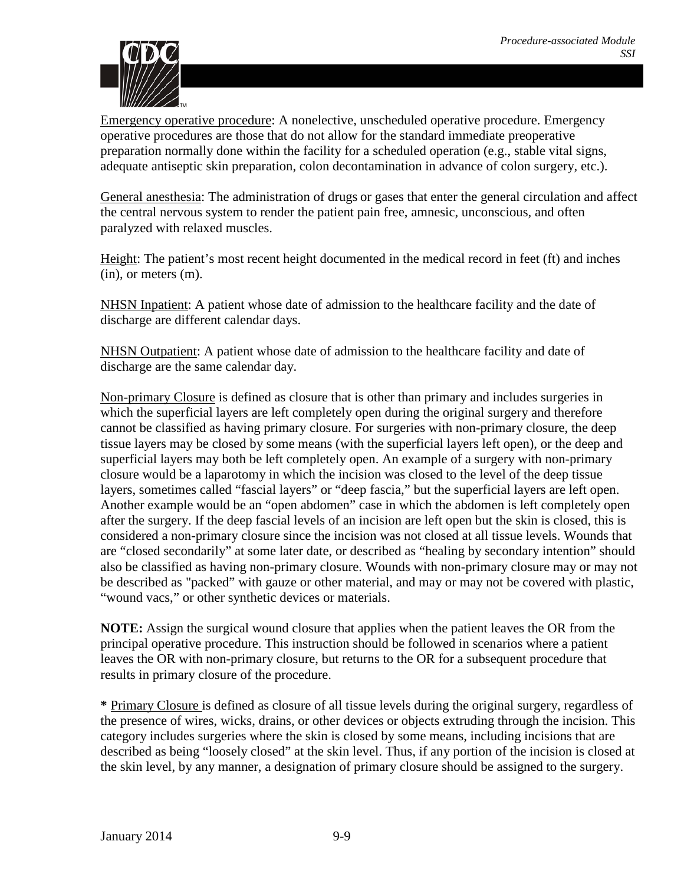Emergency operative procedure: A nonelective, unscheduled operative procedure. Emergency operative procedures are those that do not allow for the standard immediate preoperative preparation normally done within the facility for a scheduled operation (e.g., stable vital signs, adequate antiseptic skin preparation, colon decontamination in advance of colon surgery, etc.).

General anesthesia: The administration of drugs or gases that enter the general circulation and affect the central nervous system to render the patient pain free, amnesic, unconscious, and often paralyzed with relaxed muscles.

Height: The patient's most recent height documented in the medical record in feet (ft) and inches (in), or meters (m).

NHSN Inpatient: A patient whose date of admission to the healthcare facility and the date of discharge are different calendar days.

NHSN Outpatient: A patient whose date of admission to the healthcare facility and date of discharge are the same calendar day.

Non-primary Closure is defined as closure that is other than primary and includes surgeries in which the superficial layers are left completely open during the original surgery and therefore cannot be classified as having primary closure. For surgeries with non-primary closure, the deep tissue layers may be closed by some means (with the superficial layers left open), or the deep and superficial layers may both be left completely open. An example of a surgery with non-primary closure would be a laparotomy in which the incision was closed to the level of the deep tissue layers, sometimes called "fascial layers" or "deep fascia," but the superficial layers are left open. Another example would be an "open abdomen" case in which the abdomen is left completely open after the surgery. If the deep fascial levels of an incision are left open but the skin is closed, this is considered a non-primary closure since the incision was not closed at all tissue levels. Wounds that are "closed secondarily" at some later date, or described as "healing by secondary intention" should also be classified as having non-primary closure. Wounds with non-primary closure may or may not be described as "packed" with gauze or other material, and may or may not be covered with plastic, "wound vacs," or other synthetic devices or materials.

**NOTE:** Assign the surgical wound closure that applies when the patient leaves the OR from the principal operative procedure. This instruction should be followed in scenarios where a patient leaves the OR with non-primary closure, but returns to the OR for a subsequent procedure that results in primary closure of the procedure.

**\*** Primary Closure is defined as closure of all tissue levels during the original surgery, regardless of the presence of wires, wicks, drains, or other devices or objects extruding through the incision. This category includes surgeries where the skin is closed by some means, including incisions that are described as being "loosely closed" at the skin level. Thus, if any portion of the incision is closed at the skin level, by any manner, a designation of primary closure should be assigned to the surgery.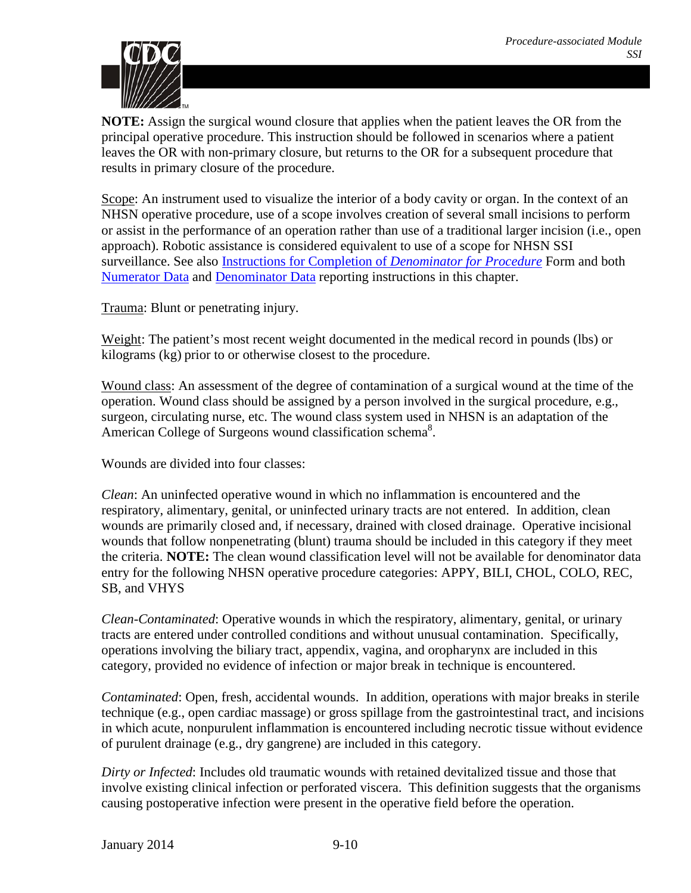**NOTE:** Assign the surgical wound closure that applies when the patient leaves the OR from the principal operative procedure. This instruction should be followed in scenarios where a patient leaves the OR with non-primary closure, but returns to the OR for a subsequent procedure that results in primary closure of the procedure.

Scope: An instrument used to visualize the interior of a body cavity or organ. In the context of an NHSN operative procedure, use of a scope involves creation of several small incisions to perform or assist in the performance of an operation rather than use of a traditional larger incision (i.e., open approach). Robotic assistance is considered equivalent to use of a scope for NHSN SSI surveillance. See also Instructions for Completion of *Denominator for Procedure* Form and both Numerator Data and Denominator Data reporting instructions in this chapter.

Trauma: Blunt or penetrating injury.

Weight: The patient's most recent weight documented in the medical record in pounds (lbs) or kilograms (kg) prior to or otherwise closest to the procedure.

Wound class: An assessment of the degree of contamination of a surgical wound at the time of the operation. Wound class should be assigned by a person involved in the surgical procedure, e.g., surgeon, circulating nurse, etc. The wound class system used in NHSN is an adaptation of the American College of Surgeons wound classification schema[8].

Wounds are divided into four classes:

*Clean*: An uninfected operative wound in which no inflammation is encountered and the respiratory, alimentary, genital, or uninfected urinary tracts are not entered. In addition, clean wounds are primarily closed and, if necessary, drained with closed drainage. Operative incisional wounds that follow nonpenetrating (blunt) trauma should be included in this category if they meet the criteria. **NOTE:** The clean wound classification level will not be available for denominator data entry for the following NHSN operative procedure categories: APPY, BILI, CHOL, COLO, REC, SB, and VHYS

*Clean-Contaminated*: Operative wounds in which the respiratory, alimentary, genital, or urinary tracts are entered under controlled conditions and without unusual contamination. Specifically, operations involving the biliary tract, appendix, vagina, and oropharynx are included in this category, provided no evidence of infection or major break in technique is encountered.

*Contaminated*: Open, fresh, accidental wounds. In addition, operations with major breaks in sterile technique (e.g., open cardiac massage) or gross spillage from the gastrointestinal tract, and incisions in which acute, nonpurulent inflammation is encountered including necrotic tissue without evidence of purulent drainage (e.g., dry gangrene) are included in this category.

*Dirty or Infected*: Includes old traumatic wounds with retained devitalized tissue and those that involve existing clinical infection or perforated viscera. This definition suggests that the organisms causing postoperative infection were present in the operative field before the operation.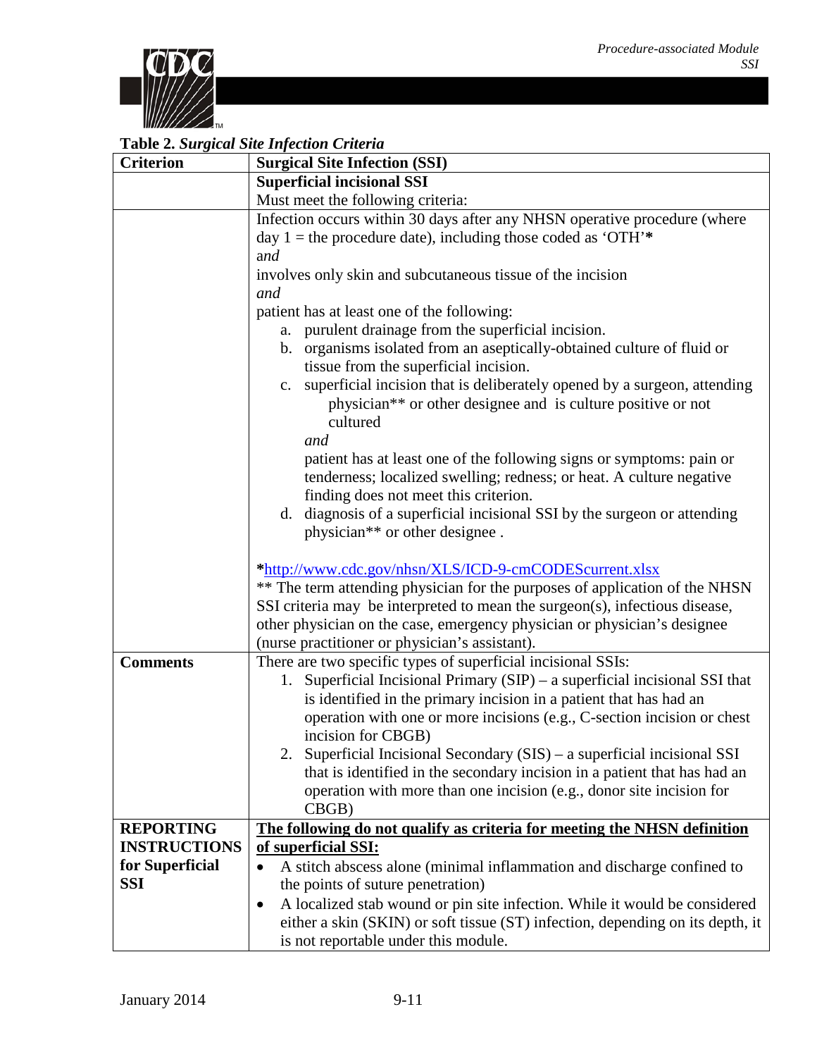**Table 2.** *Surgical Site Infection Criteria*

| Criterion | Surgical Site Infection (SSI) |
|---|---|
| | **Superficial incisional SSI**<br>Must meet the following criteria: |
| | Infection occurs within 30 days after any NHSN operative procedure (where day 1 = the procedure date), including those coded as 'OTH'*<br>*and*<br>involves only skin and subcutaneous tissue of the incision<br>*and*<br>patient has at least one of the following:<br>a. purulent drainage from the superficial incision.<br>b. organisms isolated from an aseptically-obtained culture of fluid or tissue from the superficial incision.<br>c. superficial incision that is deliberately opened by a surgeon, attending physician** or other designee and is culture positive or not cultured<br>*and*<br>patient has at least one of the following signs or symptoms: pain or tenderness; localized swelling; redness; or heat. A culture negative finding does not meet this criterion.<br>d. diagnosis of a superficial incisional SSI by the surgeon or attending physician** or other designee .<br><br>*http://www.cdc.gov/nhsn/XLS/ICD-9-cmCODEScurrent.xlsx<br>** The term attending physician for the purposes of application of the NHSN SSI criteria may be interpreted to mean the surgeon(s), infectious disease, other physician on the case, emergency physician or physician's designee (nurse practitioner or physician's assistant). |
| **Comments** | There are two specific types of superficial incisional SSIs:<br>1. Superficial Incisional Primary (SIP) – a superficial incisional SSI that is identified in the primary incision in a patient that has had an operation with one or more incisions (e.g., C-section incision or chest incision for CBGB)<br>2. Superficial Incisional Secondary (SIS) – a superficial incisional SSI that is identified in the secondary incision in a patient that has had an operation with more than one incision (e.g., donor site incision for CBGB) |
| **REPORTING INSTRUCTIONS for Superficial SSI** | **<u>The following do not qualify as criteria for meeting the NHSN definition of superficial SSI:</u>**<br>• A stitch abscess alone (minimal inflammation and discharge confined to the points of suture penetration)<br>• A localized stab wound or pin site infection. While it would be considered either a skin (SKIN) or soft tissue (ST) infection, depending on its depth, it is not reportable under this module. |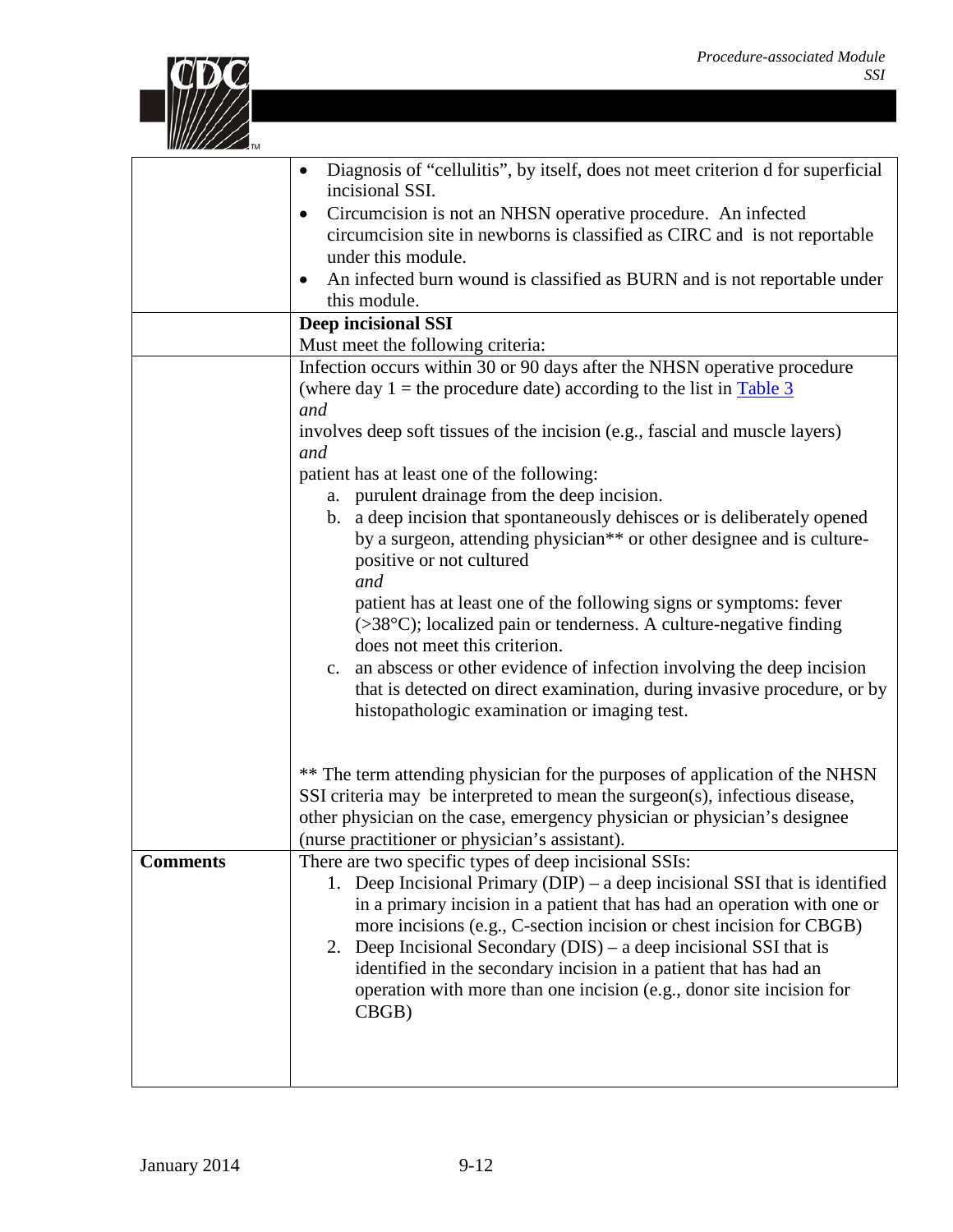|  |  |
|---|---|
|  | • Diagnosis of "cellulitis", by itself, does not meet criterion d for superficial incisional SSI.<br>• Circumcision is not an NHSN operative procedure. An infected circumcision site in newborns is classified as CIRC and is not reportable under this module.<br>• An infected burn wound is classified as BURN and is not reportable under this module. |
|  | **Deep incisional SSI**<br>Must meet the following criteria: |
|  | Infection occurs within 30 or 90 days after the NHSN operative procedure (where day 1 = the procedure date) according to the list in Table 3<br>*and*<br>involves deep soft tissues of the incision (e.g., fascial and muscle layers)<br>*and*<br>patient has at least one of the following:<br>a. purulent drainage from the deep incision.<br>b. a deep incision that spontaneously dehisces or is deliberately opened by a surgeon, attending physician** or other designee and is culture-positive or not cultured *and* patient has at least one of the following signs or symptoms: fever (>38°C); localized pain or tenderness. A culture-negative finding does not meet this criterion.<br>c. an abscess or other evidence of infection involving the deep incision that is detected on direct examination, during invasive procedure, or by histopathologic examination or imaging test.<br><br>** The term attending physician for the purposes of application of the NHSN SSI criteria may be interpreted to mean the surgeon(s), infectious disease, other physician on the case, emergency physician or physician's designee (nurse practitioner or physician's assistant). |
| **Comments** | There are two specific types of deep incisional SSIs:<br>1. Deep Incisional Primary (DIP) – a deep incisional SSI that is identified in a primary incision in a patient that has had an operation with one or more incisions (e.g., C-section incision or chest incision for CBGB)<br>2. Deep Incisional Secondary (DIS) – a deep incisional SSI that is identified in the secondary incision in a patient that has had an operation with more than one incision (e.g., donor site incision for CBGB) |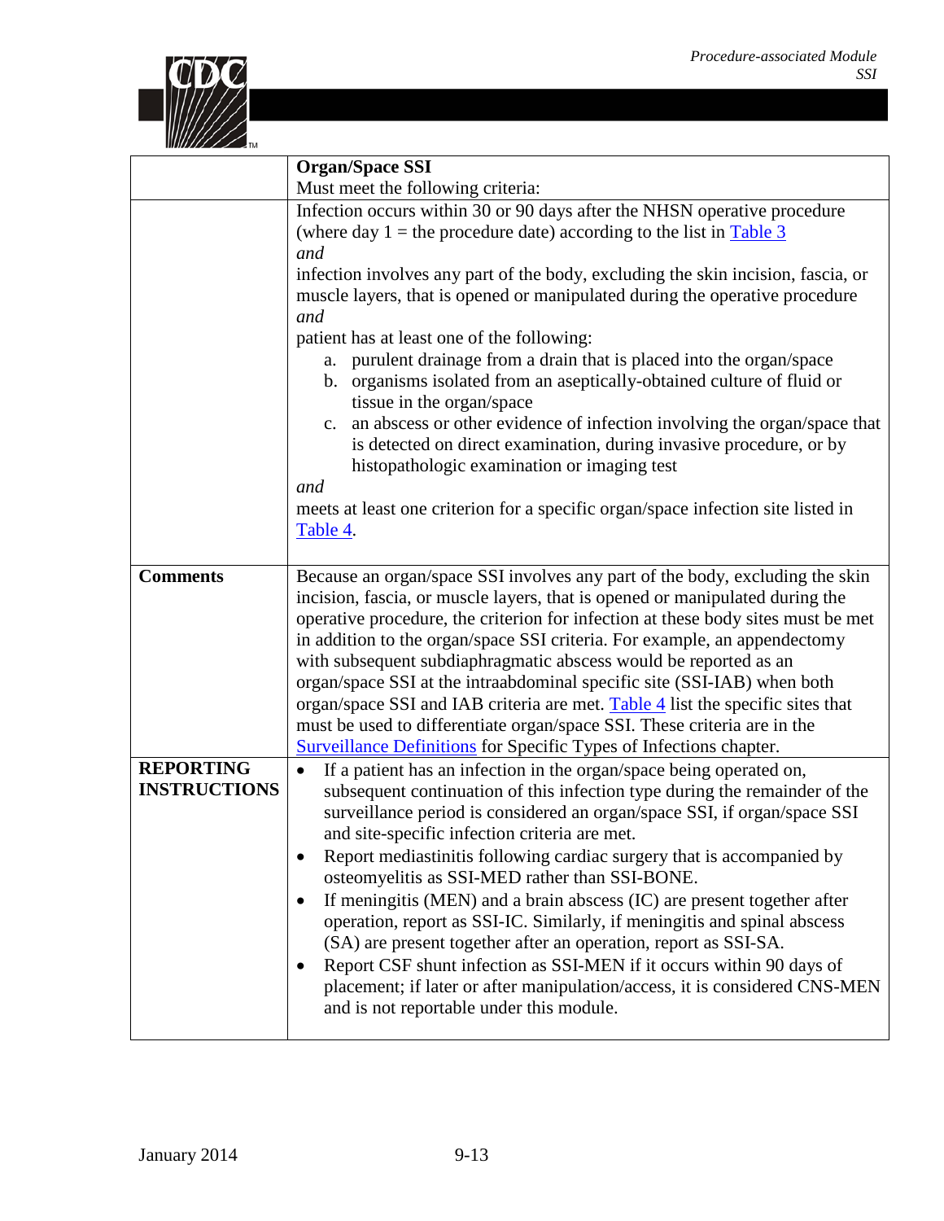| | **Organ/Space SSI**<br>Must meet the following criteria: |
|---|---|
| | Infection occurs within 30 or 90 days after the NHSN operative procedure (where day 1 = the procedure date) according to the list in Table 3<br>*and*<br>infection involves any part of the body, excluding the skin incision, fascia, or muscle layers, that is opened or manipulated during the operative procedure<br>*and*<br>patient has at least one of the following:<br>a. purulent drainage from a drain that is placed into the organ/space<br>b. organisms isolated from an aseptically-obtained culture of fluid or tissue in the organ/space<br>c. an abscess or other evidence of infection involving the organ/space that is detected on direct examination, during invasive procedure, or by histopathologic examination or imaging test<br>*and*<br>meets at least one criterion for a specific organ/space infection site listed in Table 4. |
| **Comments** | Because an organ/space SSI involves any part of the body, excluding the skin incision, fascia, or muscle layers, that is opened or manipulated during the operative procedure, the criterion for infection at these body sites must be met in addition to the organ/space SSI criteria. For example, an appendectomy with subsequent subdiaphragmatic abscess would be reported as an organ/space SSI at the intraabdominal specific site (SSI-IAB) when both organ/space SSI and IAB criteria are met. Table 4 list the specific sites that must be used to differentiate organ/space SSI. These criteria are in the Surveillance Definitions for Specific Types of Infections chapter. |
| **REPORTING INSTRUCTIONS** | • If a patient has an infection in the organ/space being operated on, subsequent continuation of this infection type during the remainder of the surveillance period is considered an organ/space SSI, if organ/space SSI and site-specific infection criteria are met.<br>• Report mediastinitis following cardiac surgery that is accompanied by osteomyelitis as SSI-MED rather than SSI-BONE.<br>• If meningitis (MEN) and a brain abscess (IC) are present together after operation, report as SSI-IC. Similarly, if meningitis and spinal abscess (SA) are present together after an operation, report as SSI-SA.<br>• Report CSF shunt infection as SSI-MEN if it occurs within 90 days of placement; if later or after manipulation/access, it is considered CNS-MEN and is not reportable under this module. |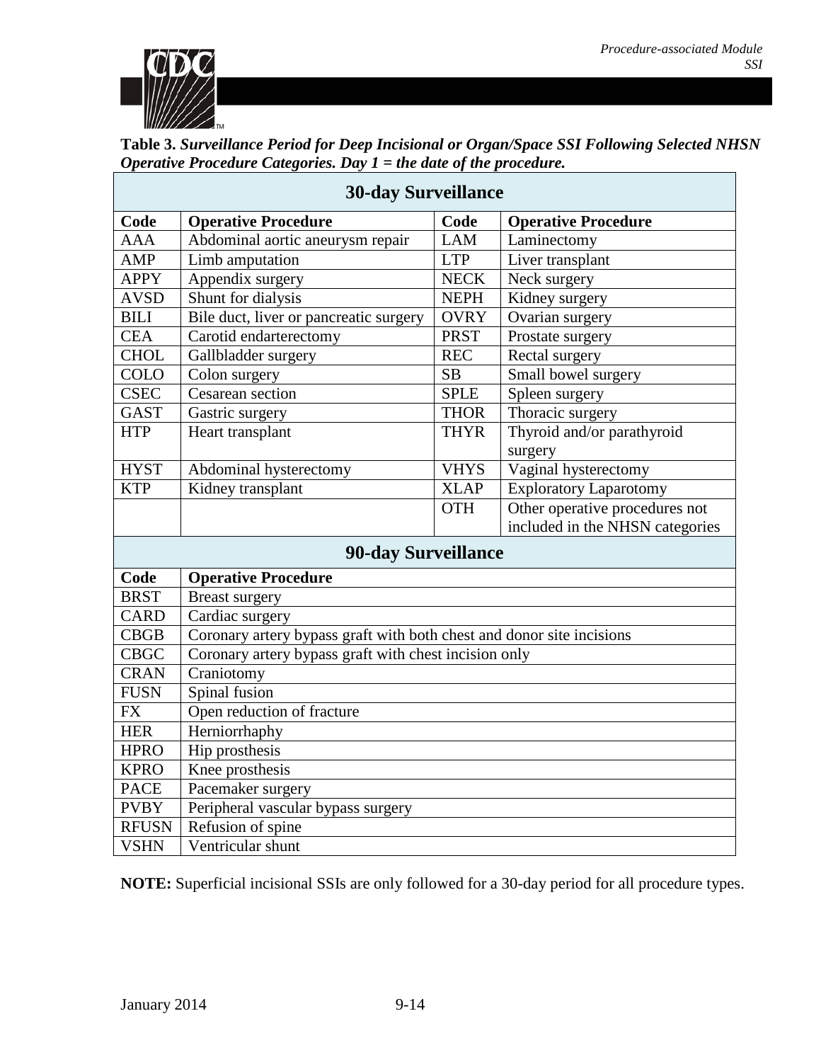**Table 3.** ***Surveillance Period for Deep Incisional or Organ/Space SSI Following Selected NHSN Operative Procedure Categories. Day 1 = the date of the procedure.***

| **30-day Surveillance** | | | |
|---|---|---|---|
| **Code** | **Operative Procedure** | **Code** | **Operative Procedure** |
| AAA | Abdominal aortic aneurysm repair | LAM | Laminectomy |
| AMP | Limb amputation | LTP | Liver transplant |
| APPY | Appendix surgery | NECK | Neck surgery |
| AVSD | Shunt for dialysis | NEPH | Kidney surgery |
| BILI | Bile duct, liver or pancreatic surgery | OVRY | Ovarian surgery |
| CEA | Carotid endarterectomy | PRST | Prostate surgery |
| CHOL | Gallbladder surgery | REC | Rectal surgery |
| COLO | Colon surgery | SB | Small bowel surgery |
| CSEC | Cesarean section | SPLE | Spleen surgery |
| GAST | Gastric surgery | THOR | Thoracic surgery |
| HTP | Heart transplant | THYR | Thyroid and/or parathyroid surgery |
| HYST | Abdominal hysterectomy | VHYS | Vaginal hysterectomy |
| KTP | Kidney transplant | XLAP | Exploratory Laparotomy |
| | | OTH | Other operative procedures not included in the NHSN categories |

| **90-day Surveillance** | |
|---|---|
| **Code** | **Operative Procedure** |
| BRST | Breast surgery |
| CARD | Cardiac surgery |
| CBGB | Coronary artery bypass graft with both chest and donor site incisions |
| CBGC | Coronary artery bypass graft with chest incision only |
| CRAN | Craniotomy |
| FUSN | Spinal fusion |
| FX | Open reduction of fracture |
| HER | Herniorrhaphy |
| HPRO | Hip prosthesis |
| KPRO | Knee prosthesis |
| PACE | Pacemaker surgery |
| PVBY | Peripheral vascular bypass surgery |
| RFUSN | Refusion of spine |
| VSHN | Ventricular shunt |

**NOTE:** Superficial incisional SSIs are only followed for a 30-day period for all procedure types.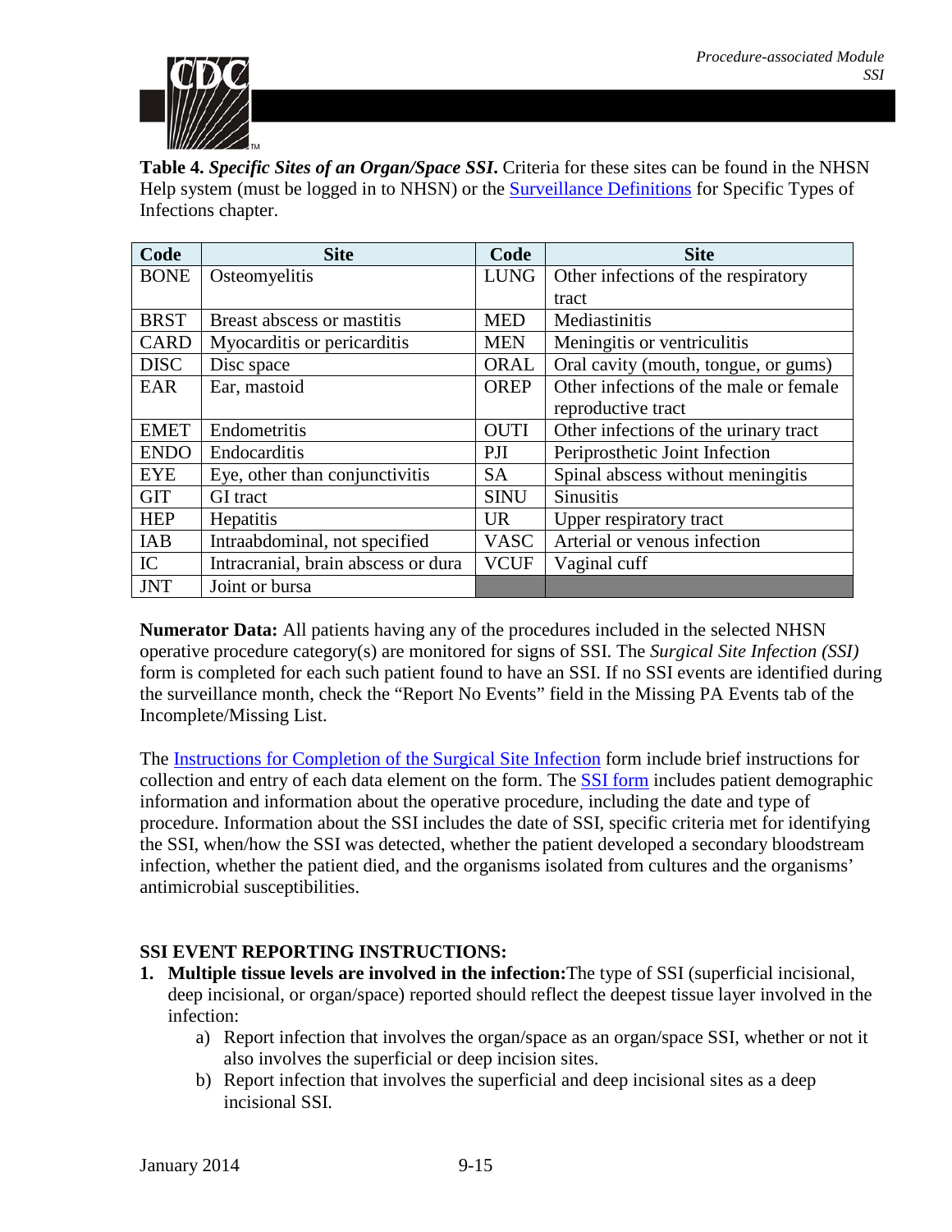**Table 4.** ***Specific Sites of an Organ/Space SSI*****.** Criteria for these sites can be found in the NHSN Help system (must be logged in to NHSN) or the Surveillance Definitions for Specific Types of Infections chapter.

| Code | Site | Code | Site |
|---|---|---|---|
| BONE | Osteomyelitis | LUNG | Other infections of the respiratory tract |
| BRST | Breast abscess or mastitis | MED | Mediastinitis |
| CARD | Myocarditis or pericarditis | MEN | Meningitis or ventriculitis |
| DISC | Disc space | ORAL | Oral cavity (mouth, tongue, or gums) |
| EAR | Ear, mastoid | OREP | Other infections of the male or female reproductive tract |
| EMET | Endometritis | OUTI | Other infections of the urinary tract |
| ENDO | Endocarditis | PJI | Periprosthetic Joint Infection |
| EYE | Eye, other than conjunctivitis | SA | Spinal abscess without meningitis |
| GIT | GI tract | SINU | Sinusitis |
| HEP | Hepatitis | UR | Upper respiratory tract |
| IAB | Intraabdominal, not specified | VASC | Arterial or venous infection |
| IC | Intracranial, brain abscess or dura | VCUF | Vaginal cuff |
| JNT | Joint or bursa | | |

**Numerator Data:** All patients having any of the procedures included in the selected NHSN operative procedure category(s) are monitored for signs of SSI. The *Surgical Site Infection (SSI)* form is completed for each such patient found to have an SSI. If no SSI events are identified during the surveillance month, check the "Report No Events" field in the Missing PA Events tab of the Incomplete/Missing List.

The Instructions for Completion of the Surgical Site Infection form include brief instructions for collection and entry of each data element on the form. The SSI form includes patient demographic information and information about the operative procedure, including the date and type of procedure. Information about the SSI includes the date of SSI, specific criteria met for identifying the SSI, when/how the SSI was detected, whether the patient developed a secondary bloodstream infection, whether the patient died, and the organisms isolated from cultures and the organisms' antimicrobial susceptibilities.

**SSI EVENT REPORTING INSTRUCTIONS:**

1. **Multiple tissue levels are involved in the infection:** The type of SSI (superficial incisional, deep incisional, or organ/space) reported should reflect the deepest tissue layer involved in the infection:
   a) Report infection that involves the organ/space as an organ/space SSI, whether or not it also involves the superficial or deep incision sites.
   b) Report infection that involves the superficial and deep incisional sites as a deep incisional SSI.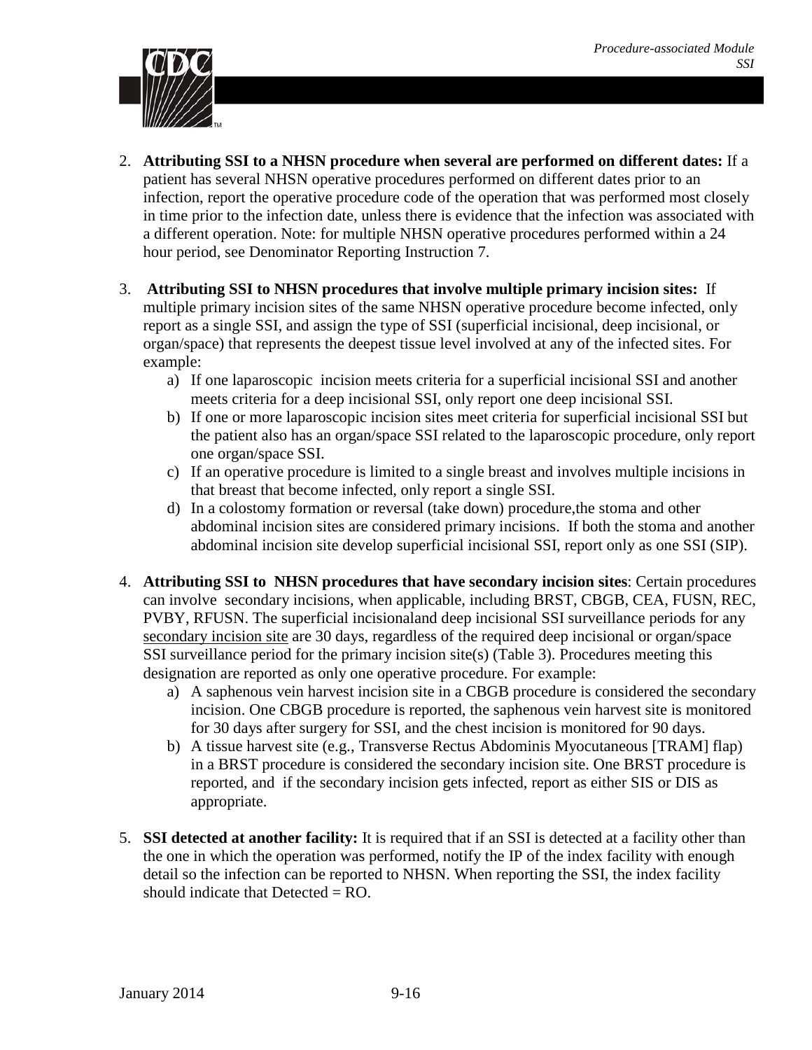2. **Attributing SSI to a NHSN procedure when several are performed on different dates:** If a patient has several NHSN operative procedures performed on different dates prior to an infection, report the operative procedure code of the operation that was performed most closely in time prior to the infection date, unless there is evidence that the infection was associated with a different operation. Note: for multiple NHSN operative procedures performed within a 24 hour period, see Denominator Reporting Instruction 7.

3. **Attributing SSI to NHSN procedures that involve multiple primary incision sites:** If multiple primary incision sites of the same NHSN operative procedure become infected, only report as a single SSI, and assign the type of SSI (superficial incisional, deep incisional, or organ/space) that represents the deepest tissue level involved at any of the infected sites. For example:
   a) If one laparoscopic incision meets criteria for a superficial incisional SSI and another meets criteria for a deep incisional SSI, only report one deep incisional SSI.
   b) If one or more laparoscopic incision sites meet criteria for superficial incisional SSI but the patient also has an organ/space SSI related to the laparoscopic procedure, only report one organ/space SSI.
   c) If an operative procedure is limited to a single breast and involves multiple incisions in that breast that become infected, only report a single SSI.
   d) In a colostomy formation or reversal (take down) procedure,the stoma and other abdominal incision sites are considered primary incisions. If both the stoma and another abdominal incision site develop superficial incisional SSI, report only as one SSI (SIP).

4. **Attributing SSI to NHSN procedures that have secondary incision sites**: Certain procedures can involve secondary incisions, when applicable, including BRST, CBGB, CEA, FUSN, REC, PVBY, RFUSN. The superficial incisionaland deep incisional SSI surveillance periods for any <u>secondary incision site</u> are 30 days, regardless of the required deep incisional or organ/space SSI surveillance period for the primary incision site(s) (Table 3). Procedures meeting this designation are reported as only one operative procedure. For example:
   a) A saphenous vein harvest incision site in a CBGB procedure is considered the secondary incision. One CBGB procedure is reported, the saphenous vein harvest site is monitored for 30 days after surgery for SSI, and the chest incision is monitored for 90 days.
   b) A tissue harvest site (e.g., Transverse Rectus Abdominis Myocutaneous [TRAM] flap) in a BRST procedure is considered the secondary incision site. One BRST procedure is reported, and if the secondary incision gets infected, report as either SIS or DIS as appropriate.

5. **SSI detected at another facility:** It is required that if an SSI is detected at a facility other than the one in which the operation was performed, notify the IP of the index facility with enough detail so the infection can be reported to NHSN. When reporting the SSI, the index facility should indicate that Detected = RO.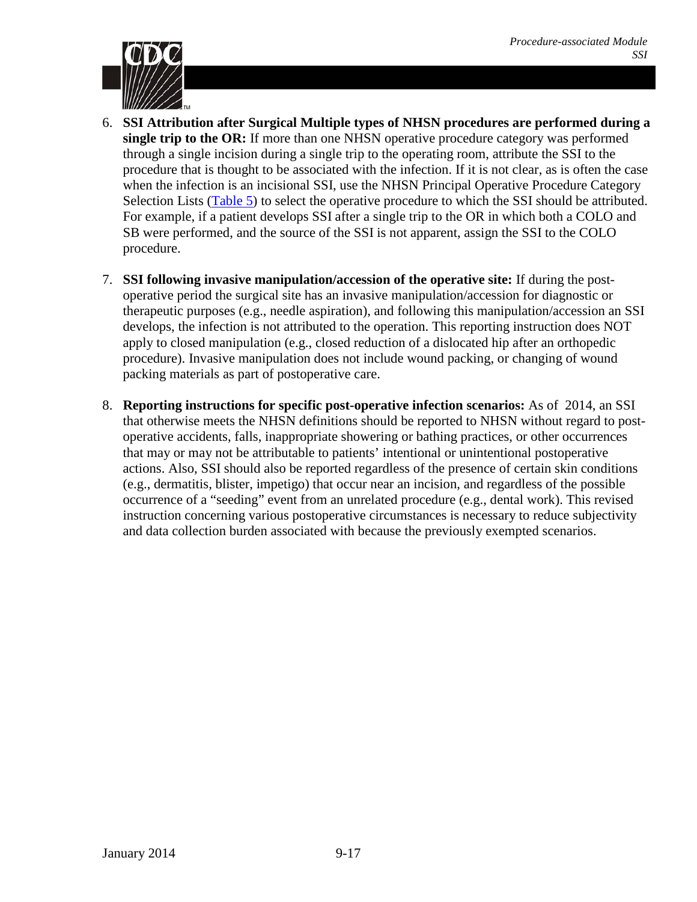6. **SSI Attribution after Surgical Multiple types of NHSN procedures are performed during a single trip to the OR:** If more than one NHSN operative procedure category was performed through a single incision during a single trip to the operating room, attribute the SSI to the procedure that is thought to be associated with the infection. If it is not clear, as is often the case when the infection is an incisional SSI, use the NHSN Principal Operative Procedure Category Selection Lists ([Table 5]) to select the operative procedure to which the SSI should be attributed. For example, if a patient develops SSI after a single trip to the OR in which both a COLO and SB were performed, and the source of the SSI is not apparent, assign the SSI to the COLO procedure.

7. **SSI following invasive manipulation/accession of the operative site:** If during the post-operative period the surgical site has an invasive manipulation/accession for diagnostic or therapeutic purposes (e.g., needle aspiration), and following this manipulation/accession an SSI develops, the infection is not attributed to the operation. This reporting instruction does NOT apply to closed manipulation (e.g., closed reduction of a dislocated hip after an orthopedic procedure). Invasive manipulation does not include wound packing, or changing of wound packing materials as part of postoperative care.

8. **Reporting instructions for specific post-operative infection scenarios:** As of 2014, an SSI that otherwise meets the NHSN definitions should be reported to NHSN without regard to post-operative accidents, falls, inappropriate showering or bathing practices, or other occurrences that may or may not be attributable to patients' intentional or unintentional postoperative actions. Also, SSI should also be reported regardless of the presence of certain skin conditions (e.g., dermatitis, blister, impetigo) that occur near an incision, and regardless of the possible occurrence of a "seeding" event from an unrelated procedure (e.g., dental work). This revised instruction concerning various postoperative circumstances is necessary to reduce subjectivity and data collection burden associated with because the previously exempted scenarios.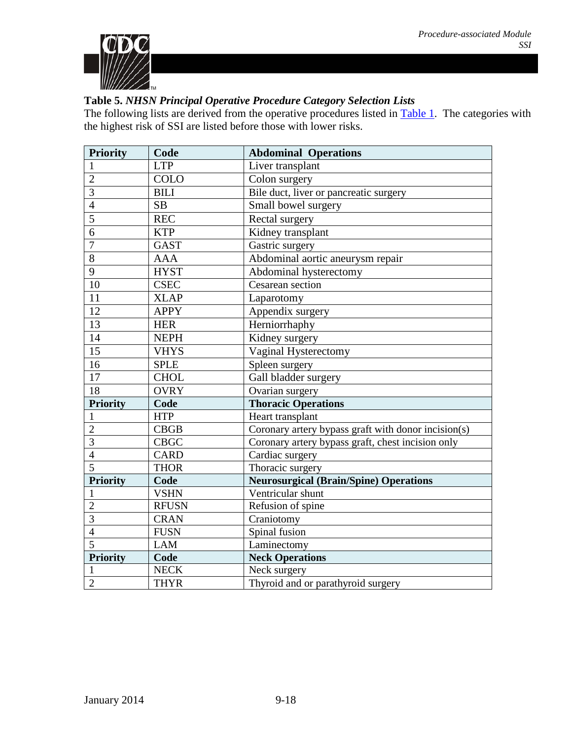**Table 5.** ***NHSN Principal Operative Procedure Category Selection Lists***

The following lists are derived from the operative procedures listed in Table 1. The categories with the highest risk of SSI are listed before those with lower risks.

| **Priority** | **Code** | **Abdominal Operations** |
|---|---|---|
| 1 | LTP | Liver transplant |
| 2 | COLO | Colon surgery |
| 3 | BILI | Bile duct, liver or pancreatic surgery |
| 4 | SB | Small bowel surgery |
| 5 | REC | Rectal surgery |
| 6 | KTP | Kidney transplant |
| 7 | GAST | Gastric surgery |
| 8 | AAA | Abdominal aortic aneurysm repair |
| 9 | HYST | Abdominal hysterectomy |
| 10 | CSEC | Cesarean section |
| 11 | XLAP | Laparotomy |
| 12 | APPY | Appendix surgery |
| 13 | HER | Herniorrhaphy |
| 14 | NEPH | Kidney surgery |
| 15 | VHYS | Vaginal Hysterectomy |
| 16 | SPLE | Spleen surgery |
| 17 | CHOL | Gall bladder surgery |
| 18 | OVRY | Ovarian surgery |
| **Priority** | **Code** | **Thoracic Operations** |
| 1 | HTP | Heart transplant |
| 2 | CBGB | Coronary artery bypass graft with donor incision(s) |
| 3 | CBGC | Coronary artery bypass graft, chest incision only |
| 4 | CARD | Cardiac surgery |
| 5 | THOR | Thoracic surgery |
| **Priority** | **Code** | **Neurosurgical (Brain/Spine) Operations** |
| 1 | VSHN | Ventricular shunt |
| 2 | RFUSN | Refusion of spine |
| 3 | CRAN | Craniotomy |
| 4 | FUSN | Spinal fusion |
| 5 | LAM | Laminectomy |
| **Priority** | **Code** | **Neck Operations** |
| 1 | NECK | Neck surgery |
| 2 | THYR | Thyroid and or parathyroid surgery |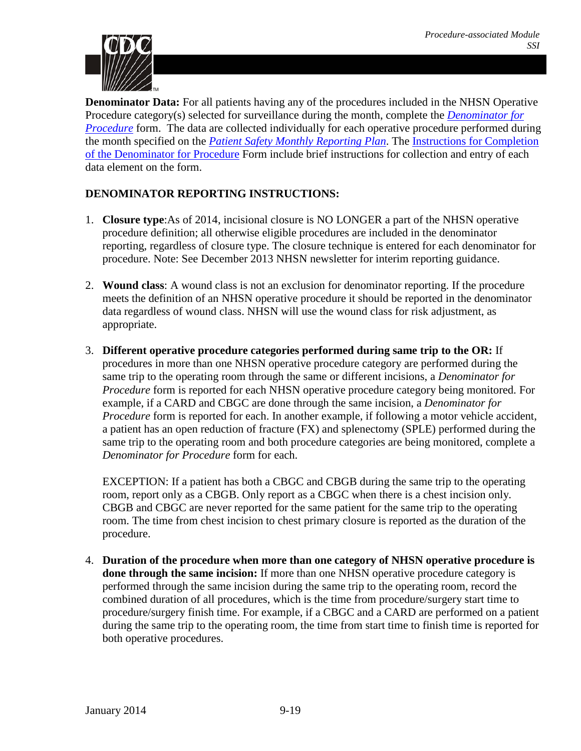**Denominator Data:** For all patients having any of the procedures included in the NHSN Operative Procedure category(s) selected for surveillance during the month, complete the *Denominator for Procedure* form. The data are collected individually for each operative procedure performed during the month specified on the *Patient Safety Monthly Reporting Plan*. The Instructions for Completion of the Denominator for Procedure Form include brief instructions for collection and entry of each data element on the form.

**DENOMINATOR REPORTING INSTRUCTIONS:**

1. **Closure type**:As of 2014, incisional closure is NO LONGER a part of the NHSN operative procedure definition; all otherwise eligible procedures are included in the denominator reporting, regardless of closure type. The closure technique is entered for each denominator for procedure. Note: See December 2013 NHSN newsletter for interim reporting guidance.

2. **Wound class**: A wound class is not an exclusion for denominator reporting. If the procedure meets the definition of an NHSN operative procedure it should be reported in the denominator data regardless of wound class. NHSN will use the wound class for risk adjustment, as appropriate.

3. **Different operative procedure categories performed during same trip to the OR:** If procedures in more than one NHSN operative procedure category are performed during the same trip to the operating room through the same or different incisions, a *Denominator for Procedure* form is reported for each NHSN operative procedure category being monitored. For example, if a CARD and CBGC are done through the same incision, a *Denominator for Procedure* form is reported for each. In another example, if following a motor vehicle accident, a patient has an open reduction of fracture (FX) and splenectomy (SPLE) performed during the same trip to the operating room and both procedure categories are being monitored, complete a *Denominator for Procedure* form for each.

   EXCEPTION: If a patient has both a CBGC and CBGB during the same trip to the operating room, report only as a CBGB. Only report as a CBGC when there is a chest incision only. CBGB and CBGC are never reported for the same patient for the same trip to the operating room. The time from chest incision to chest primary closure is reported as the duration of the procedure.

4. **Duration of the procedure when more than one category of NHSN operative procedure is done through the same incision:** If more than one NHSN operative procedure category is performed through the same incision during the same trip to the operating room, record the combined duration of all procedures, which is the time from procedure/surgery start time to procedure/surgery finish time. For example, if a CBGC and a CARD are performed on a patient during the same trip to the operating room, the time from start time to finish time is reported for both operative procedures.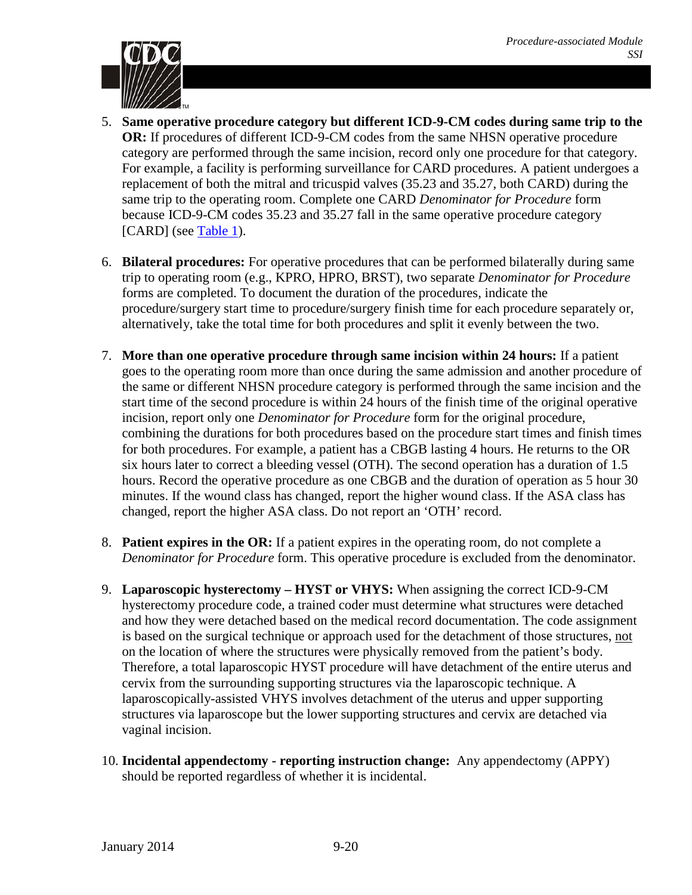5. **Same operative procedure category but different ICD-9-CM codes during same trip to the OR:** If procedures of different ICD-9-CM codes from the same NHSN operative procedure category are performed through the same incision, record only one procedure for that category. For example, a facility is performing surveillance for CARD procedures. A patient undergoes a replacement of both the mitral and tricuspid valves (35.23 and 35.27, both CARD) during the same trip to the operating room. Complete one CARD *Denominator for Procedure* form because ICD-9-CM codes 35.23 and 35.27 fall in the same operative procedure category [CARD] (see Table 1).

6. **Bilateral procedures:** For operative procedures that can be performed bilaterally during same trip to operating room (e.g., KPRO, HPRO, BRST), two separate *Denominator for Procedure* forms are completed. To document the duration of the procedures, indicate the procedure/surgery start time to procedure/surgery finish time for each procedure separately or, alternatively, take the total time for both procedures and split it evenly between the two.

7. **More than one operative procedure through same incision within 24 hours:** If a patient goes to the operating room more than once during the same admission and another procedure of the same or different NHSN procedure category is performed through the same incision and the start time of the second procedure is within 24 hours of the finish time of the original operative incision, report only one *Denominator for Procedure* form for the original procedure, combining the durations for both procedures based on the procedure start times and finish times for both procedures. For example, a patient has a CBGB lasting 4 hours. He returns to the OR six hours later to correct a bleeding vessel (OTH). The second operation has a duration of 1.5 hours. Record the operative procedure as one CBGB and the duration of operation as 5 hour 30 minutes. If the wound class has changed, report the higher wound class. If the ASA class has changed, report the higher ASA class. Do not report an 'OTH' record.

8. **Patient expires in the OR:** If a patient expires in the operating room, do not complete a *Denominator for Procedure* form. This operative procedure is excluded from the denominator.

9. **Laparoscopic hysterectomy – HYST or VHYS:** When assigning the correct ICD-9-CM hysterectomy procedure code, a trained coder must determine what structures were detached and how they were detached based on the medical record documentation. The code assignment is based on the surgical technique or approach used for the detachment of those structures, not on the location of where the structures were physically removed from the patient's body. Therefore, a total laparoscopic HYST procedure will have detachment of the entire uterus and cervix from the surrounding supporting structures via the laparoscopic technique. A laparoscopically-assisted VHYS involves detachment of the uterus and upper supporting structures via laparoscope but the lower supporting structures and cervix are detached via vaginal incision.

10. **Incidental appendectomy - reporting instruction change:** Any appendectomy (APPY) should be reported regardless of whether it is incidental.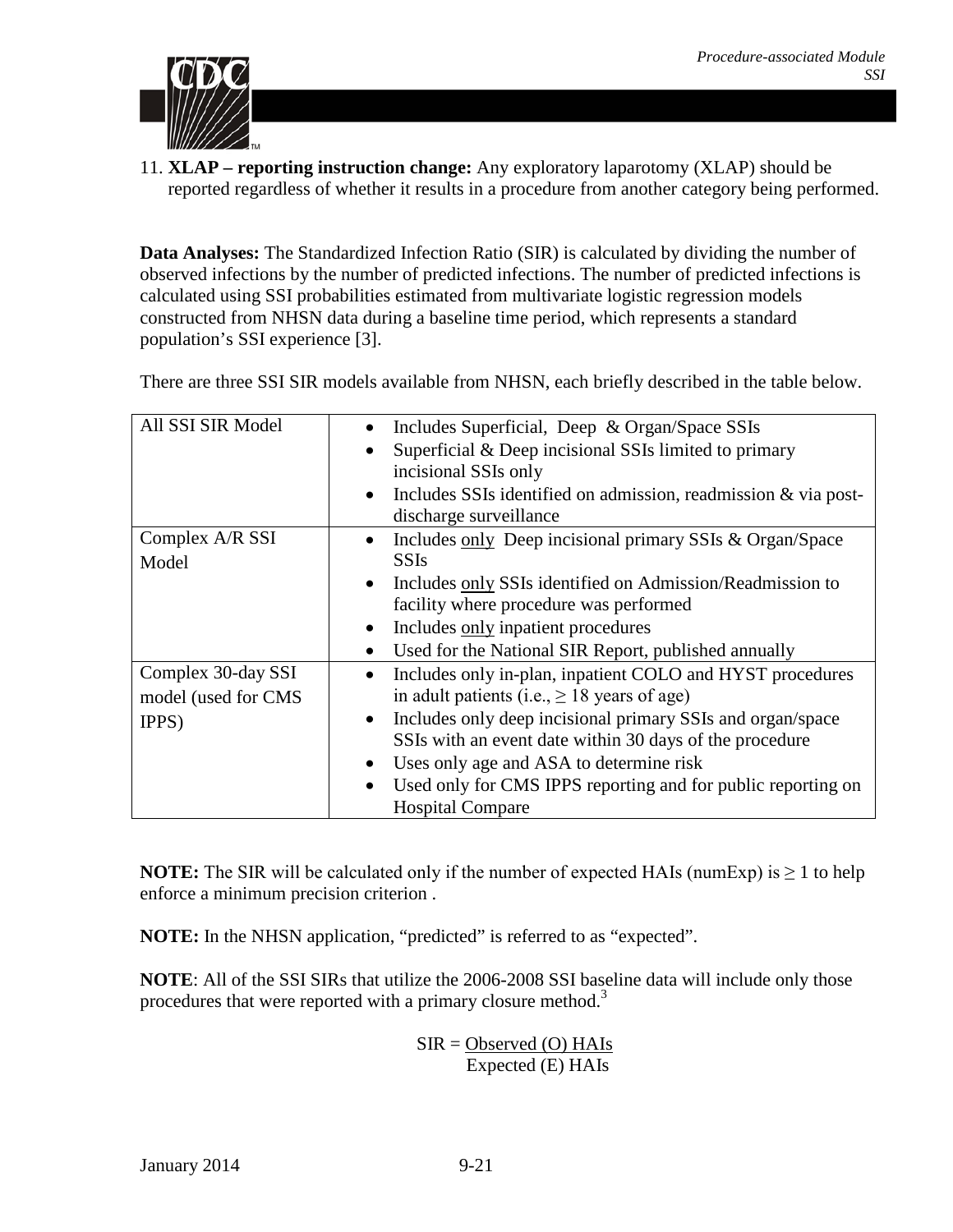11. **XLAP – reporting instruction change:** Any exploratory laparotomy (XLAP) should be reported regardless of whether it results in a procedure from another category being performed.

**Data Analyses:** The Standardized Infection Ratio (SIR) is calculated by dividing the number of observed infections by the number of predicted infections. The number of predicted infections is calculated using SSI probabilities estimated from multivariate logistic regression models constructed from NHSN data during a baseline time period, which represents a standard population's SSI experience [3].

There are three SSI SIR models available from NHSN, each briefly described in the table below.

| Model | Description |
|---|---|
| All SSI SIR Model | • Includes Superficial, Deep & Organ/Space SSIs<br>• Superficial & Deep incisional SSIs limited to primary incisional SSIs only<br>• Includes SSIs identified on admission, readmission & via post-discharge surveillance |
| Complex A/R SSI Model | • Includes <u>only</u> Deep incisional primary SSIs & Organ/Space SSIs<br>• Includes <u>only</u> SSIs identified on Admission/Readmission to facility where procedure was performed<br>• Includes <u>only</u> inpatient procedures<br>• Used for the National SIR Report, published annually |
| Complex 30-day SSI model (used for CMS IPPS) | • Includes only in-plan, inpatient COLO and HYST procedures in adult patients (i.e., ≥ 18 years of age)<br>• Includes only deep incisional primary SSIs and organ/space SSIs with an event date within 30 days of the procedure<br>• Uses only age and ASA to determine risk<br>• Used only for CMS IPPS reporting and for public reporting on Hospital Compare |

**NOTE:** The SIR will be calculated only if the number of expected HAIs (numExp) is ≥ 1 to help enforce a minimum precision criterion .

**NOTE:** In the NHSN application, "predicted" is referred to as "expected".

**NOTE**: All of the SSI SIRs that utilize the 2006-2008 SSI baseline data will include only those procedures that were reported with a primary closure method.[3]

$$\text{SIR} = \frac{\text{Observed (O) HAIs}}{\text{Expected (E) HAIs}}$$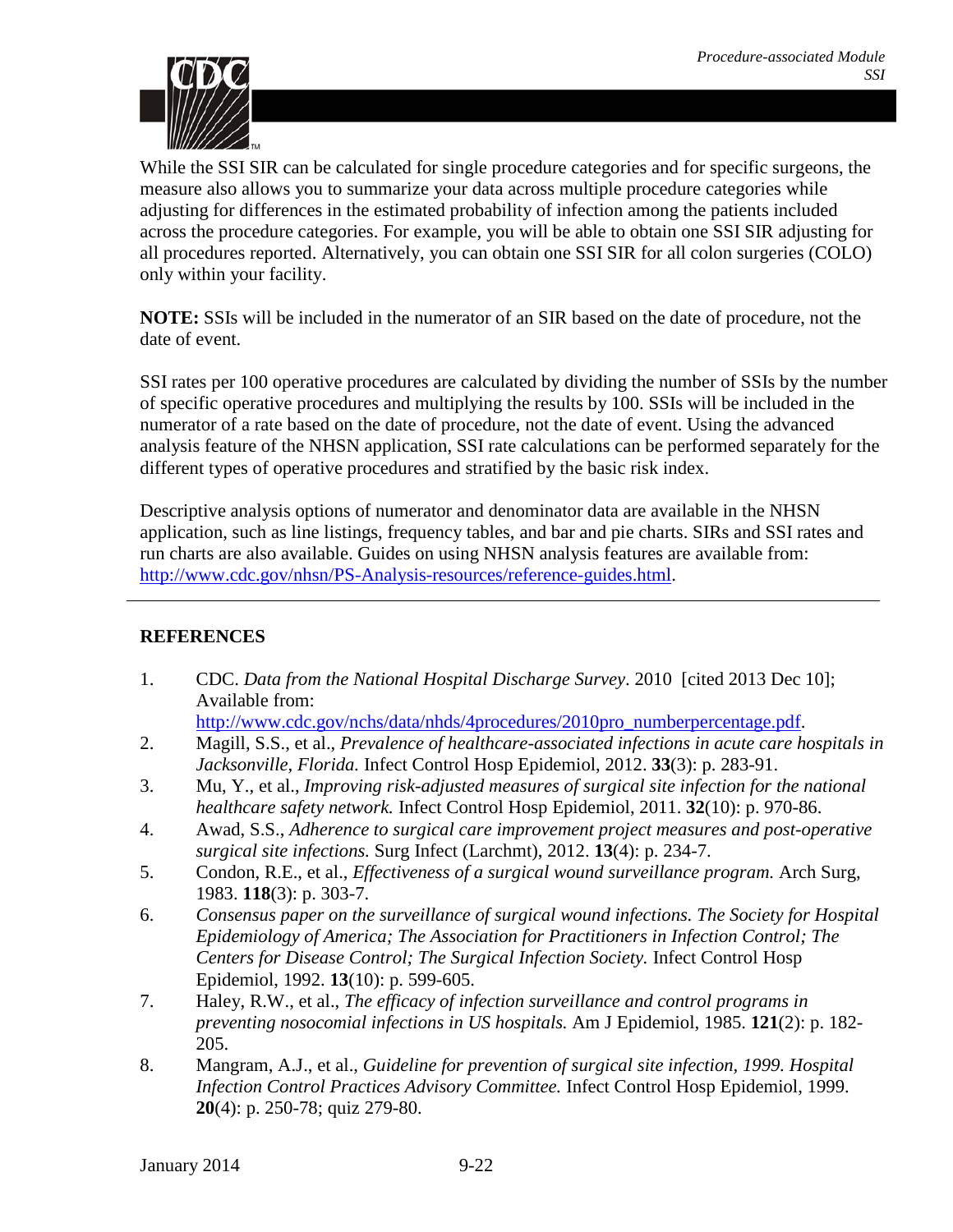While the SSI SIR can be calculated for single procedure categories and for specific surgeons, the measure also allows you to summarize your data across multiple procedure categories while adjusting for differences in the estimated probability of infection among the patients included across the procedure categories. For example, you will be able to obtain one SSI SIR adjusting for all procedures reported. Alternatively, you can obtain one SSI SIR for all colon surgeries (COLO) only within your facility.

**NOTE:** SSIs will be included in the numerator of an SIR based on the date of procedure, not the date of event.

SSI rates per 100 operative procedures are calculated by dividing the number of SSIs by the number of specific operative procedures and multiplying the results by 100. SSIs will be included in the numerator of a rate based on the date of procedure, not the date of event. Using the advanced analysis feature of the NHSN application, SSI rate calculations can be performed separately for the different types of operative procedures and stratified by the basic risk index.

Descriptive analysis options of numerator and denominator data are available in the NHSN application, such as line listings, frequency tables, and bar and pie charts. SIRs and SSI rates and run charts are also available. Guides on using NHSN analysis features are available from: http://www.cdc.gov/nhsn/PS-Analysis-resources/reference-guides.html.

---

**REFERENCES**

1. CDC. *Data from the National Hospital Discharge Survey*. 2010 [cited 2013 Dec 10]; Available from: http://www.cdc.gov/nchs/data/nhds/4procedures/2010pro_numberpercentage.pdf.
2. Magill, S.S., et al., *Prevalence of healthcare-associated infections in acute care hospitals in Jacksonville, Florida.* Infect Control Hosp Epidemiol, 2012. **33**(3): p. 283-91.
3. Mu, Y., et al., *Improving risk-adjusted measures of surgical site infection for the national healthcare safety network.* Infect Control Hosp Epidemiol, 2011. **32**(10): p. 970-86.
4. Awad, S.S., *Adherence to surgical care improvement project measures and post-operative surgical site infections.* Surg Infect (Larchmt), 2012. **13**(4): p. 234-7.
5. Condon, R.E., et al., *Effectiveness of a surgical wound surveillance program.* Arch Surg, 1983. **118**(3): p. 303-7.
6. *Consensus paper on the surveillance of surgical wound infections. The Society for Hospital Epidemiology of America; The Association for Practitioners in Infection Control; The Centers for Disease Control; The Surgical Infection Society.* Infect Control Hosp Epidemiol, 1992. **13**(10): p. 599-605.
7. Haley, R.W., et al., *The efficacy of infection surveillance and control programs in preventing nosocomial infections in US hospitals.* Am J Epidemiol, 1985. **121**(2): p. 182-205.
8. Mangram, A.J., et al., *Guideline for prevention of surgical site infection, 1999. Hospital Infection Control Practices Advisory Committee.* Infect Control Hosp Epidemiol, 1999. **20**(4): p. 250-78; quiz 279-80.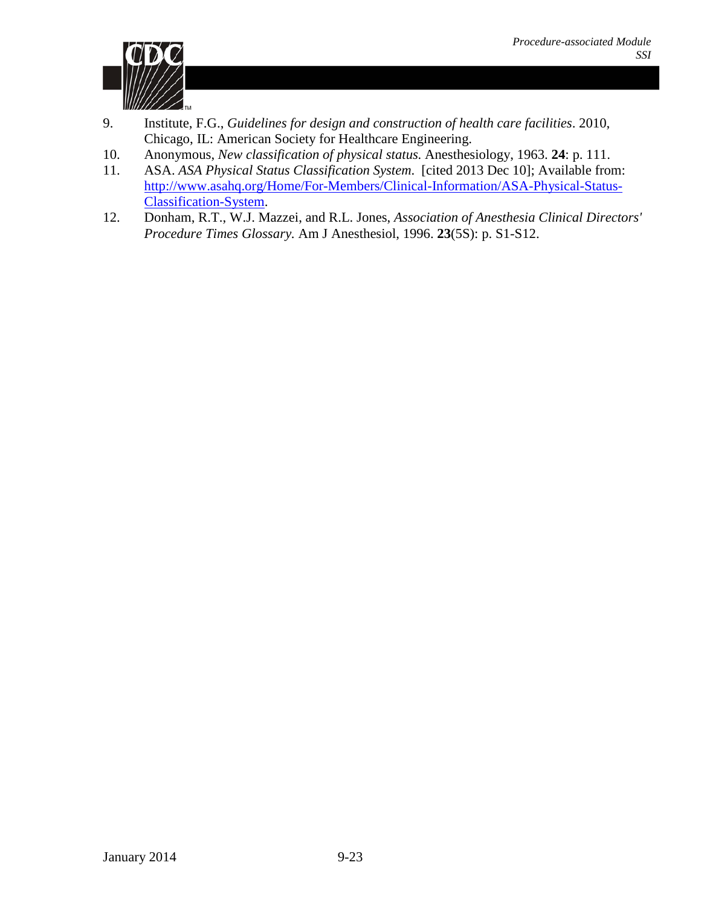9. Institute, F.G., *Guidelines for design and construction of health care facilities*. 2010, Chicago, IL: American Society for Healthcare Engineering.
10. Anonymous, *New classification of physical status.* Anesthesiology, 1963. **24**: p. 111.
11. ASA. *ASA Physical Status Classification System.* [cited 2013 Dec 10]; Available from: [http://www.asahq.org/Home/For-Members/Clinical-Information/ASA-Physical-Status-Classification-System](http://www.asahq.org/Home/For-Members/Clinical-Information/ASA-Physical-Status-Classification-System).
12. Donham, R.T., W.J. Mazzei, and R.L. Jones, *Association of Anesthesia Clinical Directors' Procedure Times Glossary.* Am J Anesthesiol, 1996. **23**(5S): p. S1-S12.